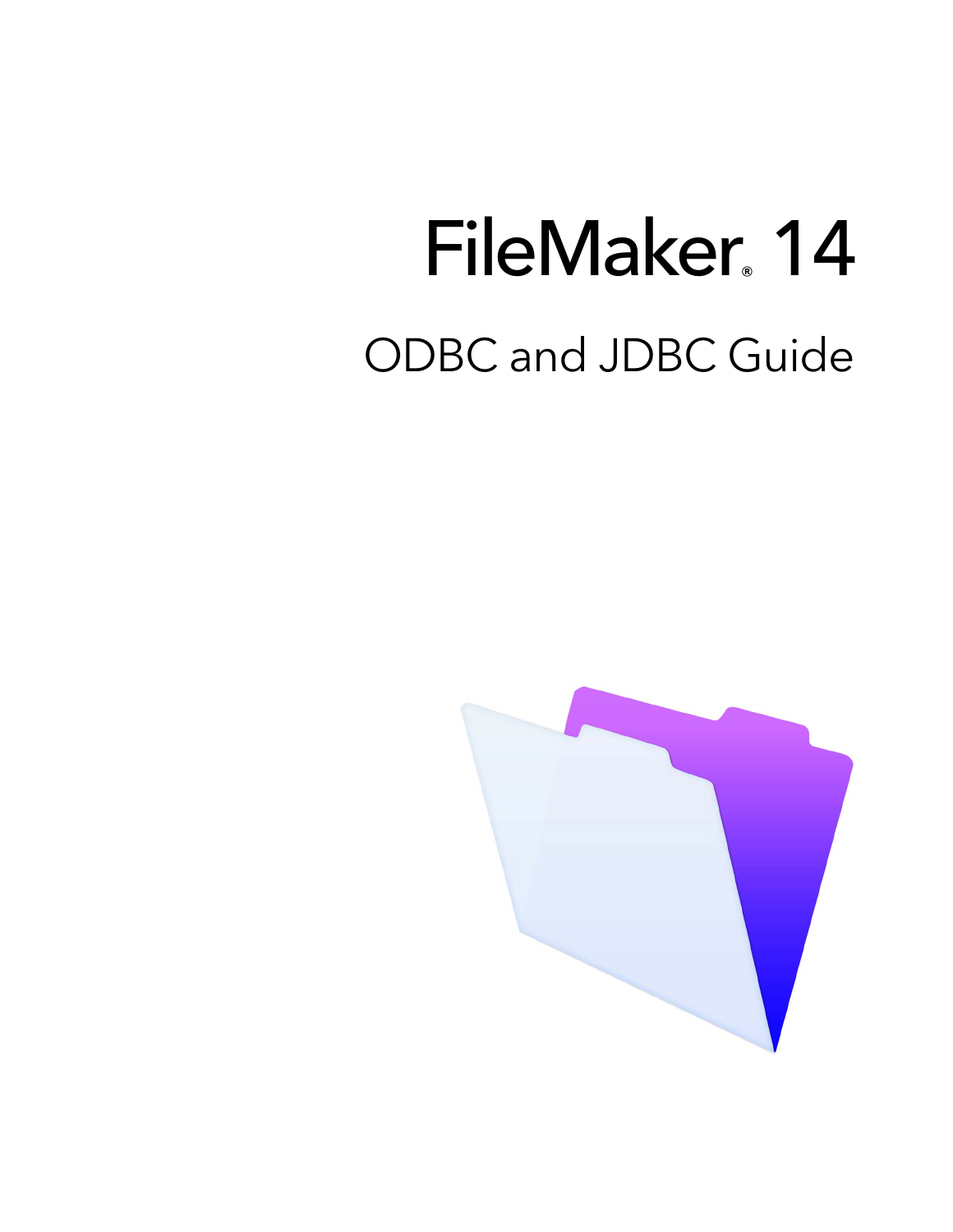# FileMaker® 14

## ODBC and JDBC Guide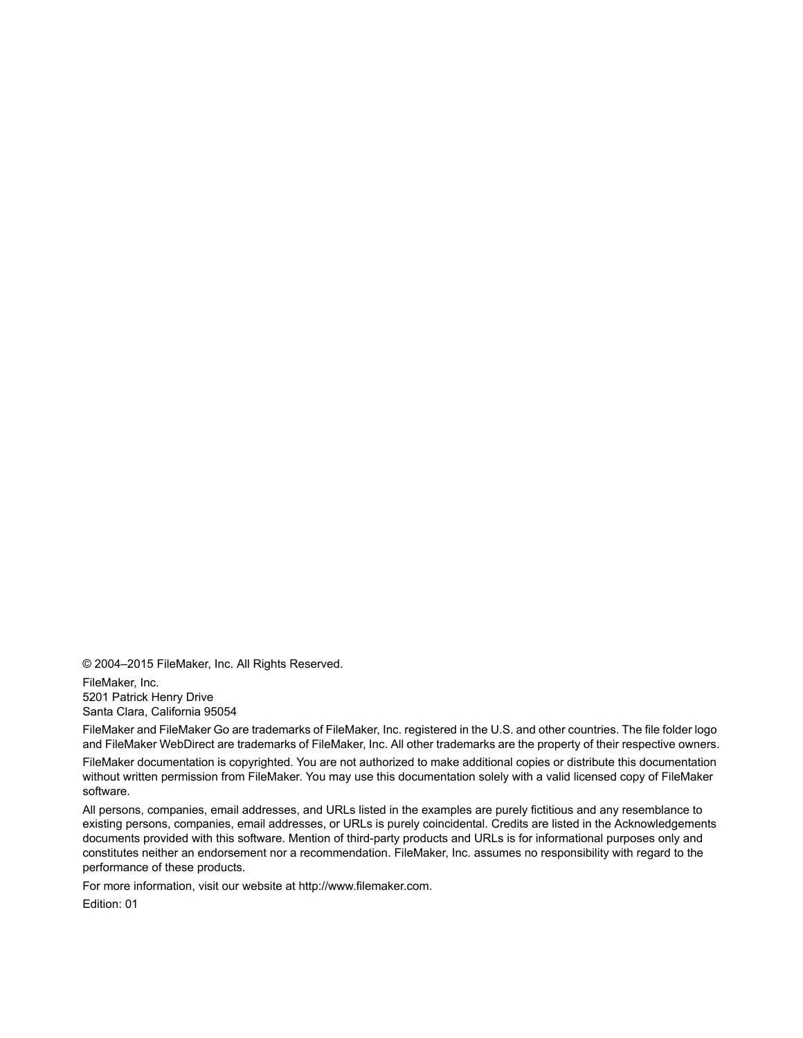© 2004–2015 FileMaker, Inc. All Rights Reserved.

FileMaker, Inc.
5201 Patrick Henry Drive
Santa Clara, California 95054

FileMaker and FileMaker Go are trademarks of FileMaker, Inc. registered in the U.S. and other countries. The file folder logo and FileMaker WebDirect are trademarks of FileMaker, Inc. All other trademarks are the property of their respective owners.

FileMaker documentation is copyrighted. You are not authorized to make additional copies or distribute this documentation without written permission from FileMaker. You may use this documentation solely with a valid licensed copy of FileMaker software.

All persons, companies, email addresses, and URLs listed in the examples are purely fictitious and any resemblance to existing persons, companies, email addresses, or URLs is purely coincidental. Credits are listed in the Acknowledgements documents provided with this software. Mention of third-party products and URLs is for informational purposes only and constitutes neither an endorsement nor a recommendation. FileMaker, Inc. assumes no responsibility with regard to the performance of these products.

For more information, visit our website at http://www.filemaker.com.

Edition: 01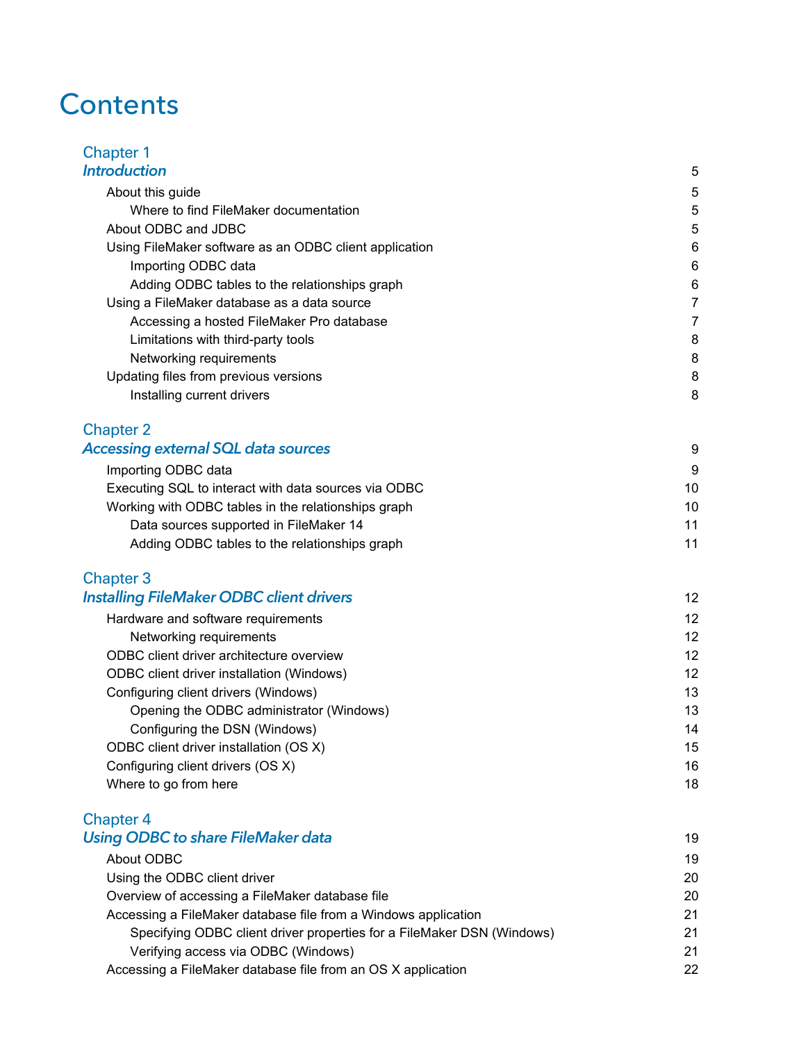# Contents

**Chapter 1**
***Introduction*** 5

- About this guide 5
  - Where to find FileMaker documentation 5
- About ODBC and JDBC 5
- Using FileMaker software as an ODBC client application 6
  - Importing ODBC data 6
  - Adding ODBC tables to the relationships graph 6
- Using a FileMaker database as a data source 7
  - Accessing a hosted FileMaker Pro database 7
  - Limitations with third-party tools 8
  - Networking requirements 8
- Updating files from previous versions 8
  - Installing current drivers 8

**Chapter 2**
***Accessing external SQL data sources*** 9

- Importing ODBC data 9
- Executing SQL to interact with data sources via ODBC 10
- Working with ODBC tables in the relationships graph 10
  - Data sources supported in FileMaker 14 11
  - Adding ODBC tables to the relationships graph 11

**Chapter 3**
***Installing FileMaker ODBC client drivers*** 12

- Hardware and software requirements 12
  - Networking requirements 12
- ODBC client driver architecture overview 12
- ODBC client driver installation (Windows) 12
- Configuring client drivers (Windows) 13
  - Opening the ODBC administrator (Windows) 13
  - Configuring the DSN (Windows) 14
- ODBC client driver installation (OS X) 15
- Configuring client drivers (OS X) 16
- Where to go from here 18

**Chapter 4**
***Using ODBC to share FileMaker data*** 19

- About ODBC 19
- Using the ODBC client driver 20
- Overview of accessing a FileMaker database file 20
- Accessing a FileMaker database file from a Windows application 21
  - Specifying ODBC client driver properties for a FileMaker DSN (Windows) 21
  - Verifying access via ODBC (Windows) 21
- Accessing a FileMaker database file from an OS X application 22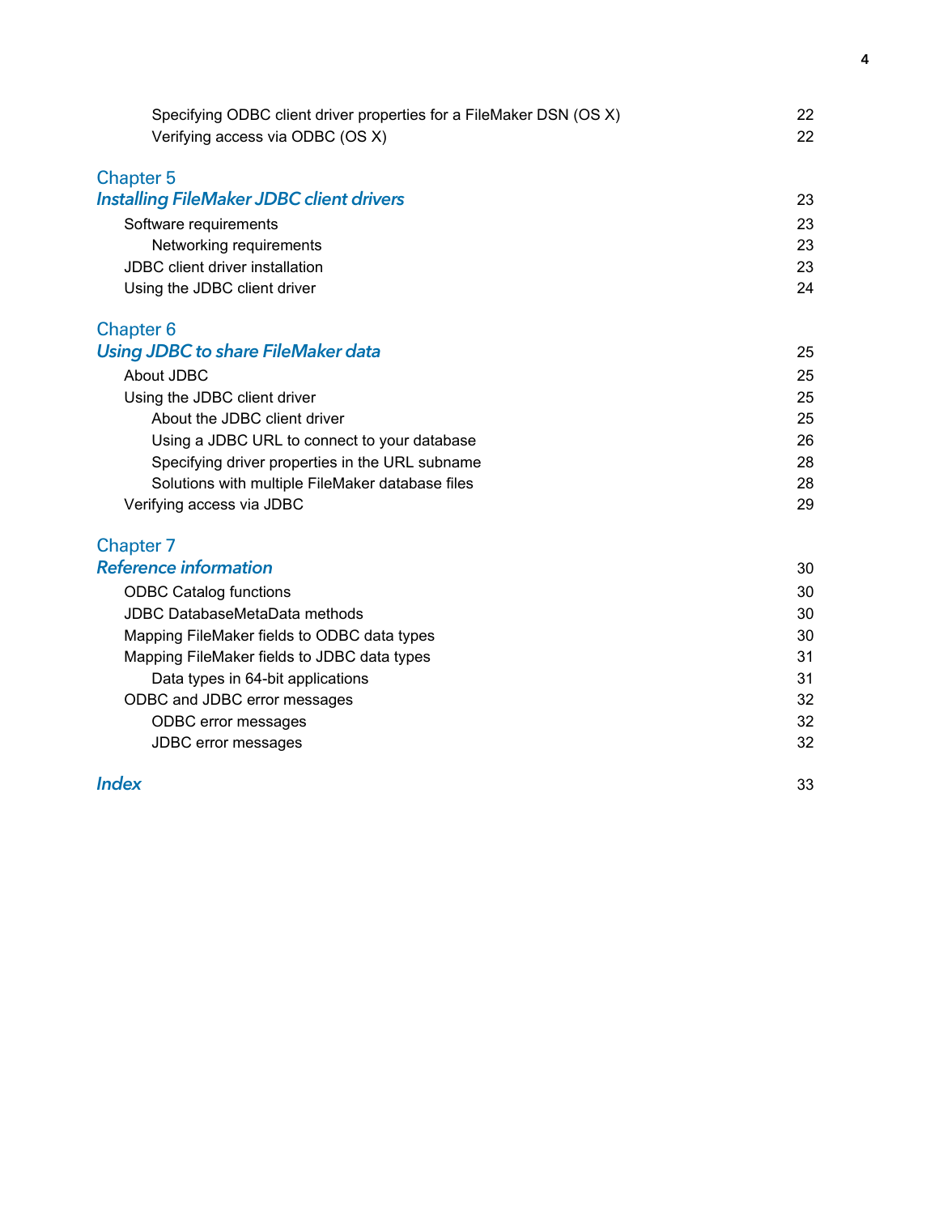Specifying ODBC client driver properties for a FileMaker DSN (OS X) 22
Verifying access via ODBC (OS X) 22

**Chapter 5**
***Installing FileMaker JDBC client drivers*** 23

- Software requirements 23
  - Networking requirements 23
- JDBC client driver installation 23
- Using the JDBC client driver 24

**Chapter 6**
***Using JDBC to share FileMaker data*** 25

- About JDBC 25
- Using the JDBC client driver 25
  - About the JDBC client driver 25
  - Using a JDBC URL to connect to your database 26
  - Specifying driver properties in the URL subname 28
  - Solutions with multiple FileMaker database files 28
- Verifying access via JDBC 29

**Chapter 7**
***Reference information*** 30

- ODBC Catalog functions 30
- JDBC DatabaseMetaData methods 30
- Mapping FileMaker fields to ODBC data types 30
- Mapping FileMaker fields to JDBC data types 31
  - Data types in 64-bit applications 31
- ODBC and JDBC error messages 32
  - ODBC error messages 32
  - JDBC error messages 32

***Index*** 33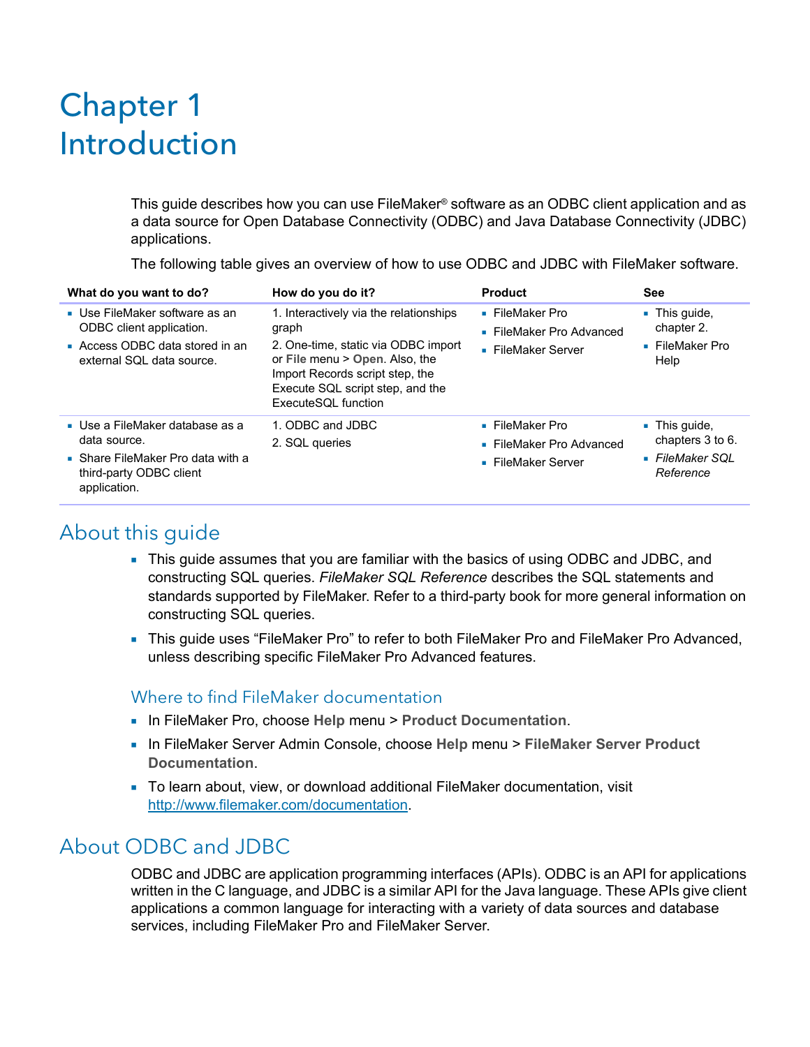# Chapter 1 Introduction

This guide describes how you can use FileMaker® software as an ODBC client application and as a data source for Open Database Connectivity (ODBC) and Java Database Connectivity (JDBC) applications.

The following table gives an overview of how to use ODBC and JDBC with FileMaker software.

| What do you want to do? | How do you do it? | Product | See |
| --- | --- | --- | --- |
| ▪ Use FileMaker software as an ODBC client application.<br>▪ Access ODBC data stored in an external SQL data source. | 1. Interactively via the relationships graph<br>2. One-time, static via ODBC import or **File** menu > **Open**. Also, the Import Records script step, the Execute SQL script step, and the ExecuteSQL function | ▪ FileMaker Pro<br>▪ FileMaker Pro Advanced<br>▪ FileMaker Server | ▪ This guide, chapter 2.<br>▪ FileMaker Pro Help |
| ▪ Use a FileMaker database as a data source.<br>▪ Share FileMaker Pro data with a third-party ODBC client application. | 1. ODBC and JDBC<br>2. SQL queries | ▪ FileMaker Pro<br>▪ FileMaker Pro Advanced<br>▪ FileMaker Server | ▪ This guide, chapters 3 to 6.<br>▪ *FileMaker SQL Reference* |

## About this guide

- This guide assumes that you are familiar with the basics of using ODBC and JDBC, and constructing SQL queries. *FileMaker SQL Reference* describes the SQL statements and standards supported by FileMaker. Refer to a third-party book for more general information on constructing SQL queries.
- This guide uses "FileMaker Pro" to refer to both FileMaker Pro and FileMaker Pro Advanced, unless describing specific FileMaker Pro Advanced features.

### Where to find FileMaker documentation

- In FileMaker Pro, choose **Help** menu > **Product Documentation**.
- In FileMaker Server Admin Console, choose **Help** menu > **FileMaker Server Product Documentation**.
- To learn about, view, or download additional FileMaker documentation, visit http://www.filemaker.com/documentation.

## About ODBC and JDBC

ODBC and JDBC are application programming interfaces (APIs). ODBC is an API for applications written in the C language, and JDBC is a similar API for the Java language. These APIs give client applications a common language for interacting with a variety of data sources and database services, including FileMaker Pro and FileMaker Server.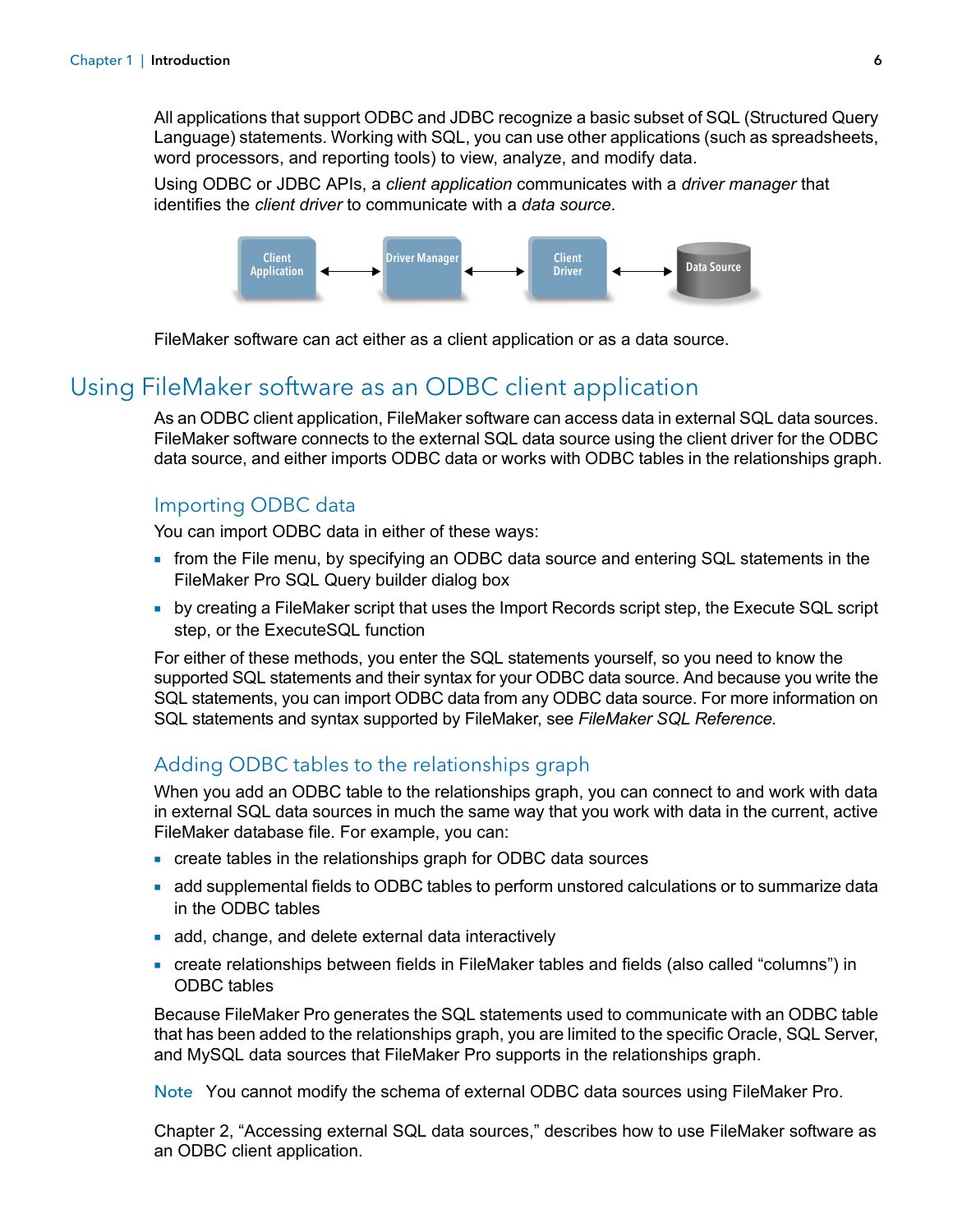All applications that support ODBC and JDBC recognize a basic subset of SQL (Structured Query Language) statements. Working with SQL, you can use other applications (such as spreadsheets, word processors, and reporting tools) to view, analyze, and modify data.

Using ODBC or JDBC APIs, a *client application* communicates with a *driver manager* that identifies the *client driver* to communicate with a *data source*.

Client Application ←→ Driver Manager ←→ Client Driver ←→ Data Source

FileMaker software can act either as a client application or as a data source.

# Using FileMaker software as an ODBC client application

As an ODBC client application, FileMaker software can access data in external SQL data sources. FileMaker software connects to the external SQL data source using the client driver for the ODBC data source, and either imports ODBC data or works with ODBC tables in the relationships graph.

## Importing ODBC data

You can import ODBC data in either of these ways:

- from the File menu, by specifying an ODBC data source and entering SQL statements in the FileMaker Pro SQL Query builder dialog box
- by creating a FileMaker script that uses the Import Records script step, the Execute SQL script step, or the ExecuteSQL function

For either of these methods, you enter the SQL statements yourself, so you need to know the supported SQL statements and their syntax for your ODBC data source. And because you write the SQL statements, you can import ODBC data from any ODBC data source. For more information on SQL statements and syntax supported by FileMaker, see *FileMaker SQL Reference.*

## Adding ODBC tables to the relationships graph

When you add an ODBC table to the relationships graph, you can connect to and work with data in external SQL data sources in much the same way that you work with data in the current, active FileMaker database file. For example, you can:

- create tables in the relationships graph for ODBC data sources
- add supplemental fields to ODBC tables to perform unstored calculations or to summarize data in the ODBC tables
- add, change, and delete external data interactively
- create relationships between fields in FileMaker tables and fields (also called "columns") in ODBC tables

Because FileMaker Pro generates the SQL statements used to communicate with an ODBC table that has been added to the relationships graph, you are limited to the specific Oracle, SQL Server, and MySQL data sources that FileMaker Pro supports in the relationships graph.

**Note** You cannot modify the schema of external ODBC data sources using FileMaker Pro.

Chapter 2, "Accessing external SQL data sources," describes how to use FileMaker software as an ODBC client application.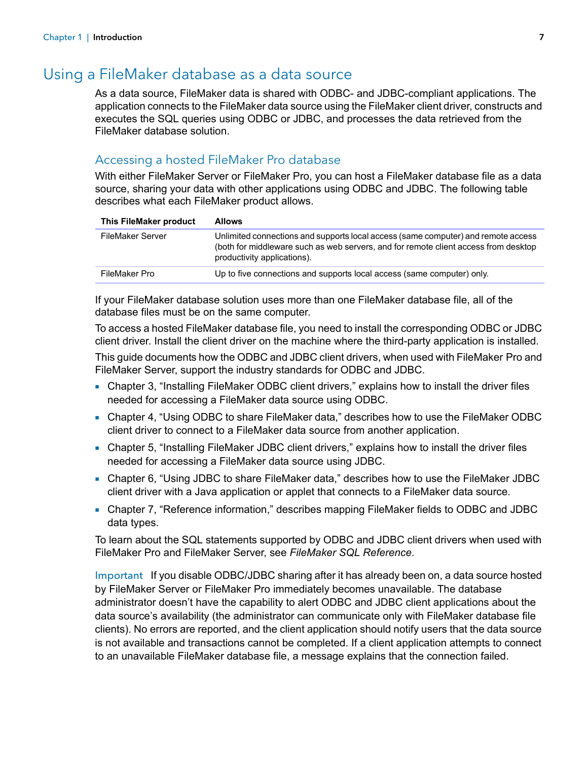## Using a FileMaker database as a data source

As a data source, FileMaker data is shared with ODBC- and JDBC-compliant applications. The application connects to the FileMaker data source using the FileMaker client driver, constructs and executes the SQL queries using ODBC or JDBC, and processes the data retrieved from the FileMaker database solution.

### Accessing a hosted FileMaker Pro database

With either FileMaker Server or FileMaker Pro, you can host a FileMaker database file as a data source, sharing your data with other applications using ODBC and JDBC. The following table describes what each FileMaker product allows.

| This FileMaker product | Allows |
| --- | --- |
| FileMaker Server | Unlimited connections and supports local access (same computer) and remote access (both for middleware such as web servers, and for remote client access from desktop productivity applications). |
| FileMaker Pro | Up to five connections and supports local access (same computer) only. |

If your FileMaker database solution uses more than one FileMaker database file, all of the database files must be on the same computer.

To access a hosted FileMaker database file, you need to install the corresponding ODBC or JDBC client driver. Install the client driver on the machine where the third-party application is installed.

This guide documents how the ODBC and JDBC client drivers, when used with FileMaker Pro and FileMaker Server, support the industry standards for ODBC and JDBC.

- Chapter 3, "Installing FileMaker ODBC client drivers," explains how to install the driver files needed for accessing a FileMaker data source using ODBC.
- Chapter 4, "Using ODBC to share FileMaker data," describes how to use the FileMaker ODBC client driver to connect to a FileMaker data source from another application.
- Chapter 5, "Installing FileMaker JDBC client drivers," explains how to install the driver files needed for accessing a FileMaker data source using JDBC.
- Chapter 6, "Using JDBC to share FileMaker data," describes how to use the FileMaker JDBC client driver with a Java application or applet that connects to a FileMaker data source.
- Chapter 7, "Reference information," describes mapping FileMaker fields to ODBC and JDBC data types.

To learn about the SQL statements supported by ODBC and JDBC client drivers when used with FileMaker Pro and FileMaker Server, see *FileMaker SQL Reference*.

Important If you disable ODBC/JDBC sharing after it has already been on, a data source hosted by FileMaker Server or FileMaker Pro immediately becomes unavailable. The database administrator doesn't have the capability to alert ODBC and JDBC client applications about the data source's availability (the administrator can communicate only with FileMaker database file clients). No errors are reported, and the client application should notify users that the data source is not available and transactions cannot be completed. If a client application attempts to connect to an unavailable FileMaker database file, a message explains that the connection failed.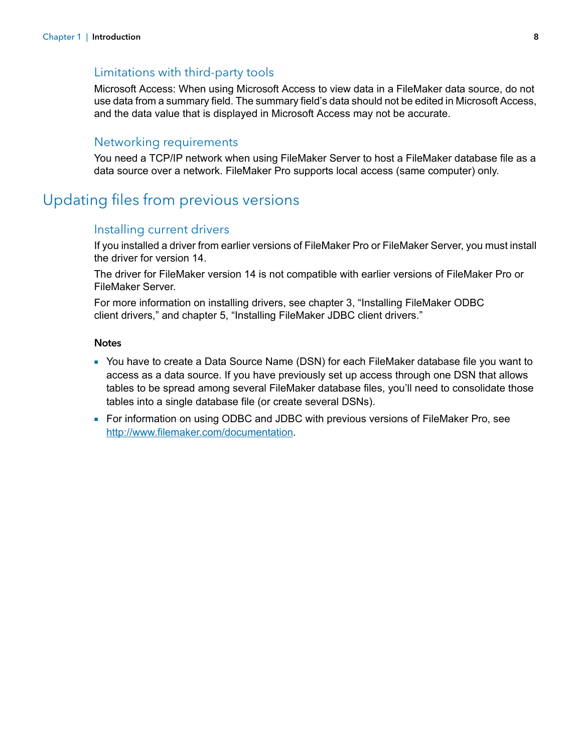### Limitations with third-party tools

Microsoft Access: When using Microsoft Access to view data in a FileMaker data source, do not use data from a summary field. The summary field's data should not be edited in Microsoft Access, and the data value that is displayed in Microsoft Access may not be accurate.

### Networking requirements

You need a TCP/IP network when using FileMaker Server to host a FileMaker database file as a data source over a network. FileMaker Pro supports local access (same computer) only.

## Updating files from previous versions

### Installing current drivers

If you installed a driver from earlier versions of FileMaker Pro or FileMaker Server, you must install the driver for version 14.

The driver for FileMaker version 14 is not compatible with earlier versions of FileMaker Pro or FileMaker Server.

For more information on installing drivers, see chapter 3, "Installing FileMaker ODBC client drivers," and chapter 5, "Installing FileMaker JDBC client drivers."

**Notes**

- You have to create a Data Source Name (DSN) for each FileMaker database file you want to access as a data source. If you have previously set up access through one DSN that allows tables to be spread among several FileMaker database files, you'll need to consolidate those tables into a single database file (or create several DSNs).
- For information on using ODBC and JDBC with previous versions of FileMaker Pro, see http://www.filemaker.com/documentation.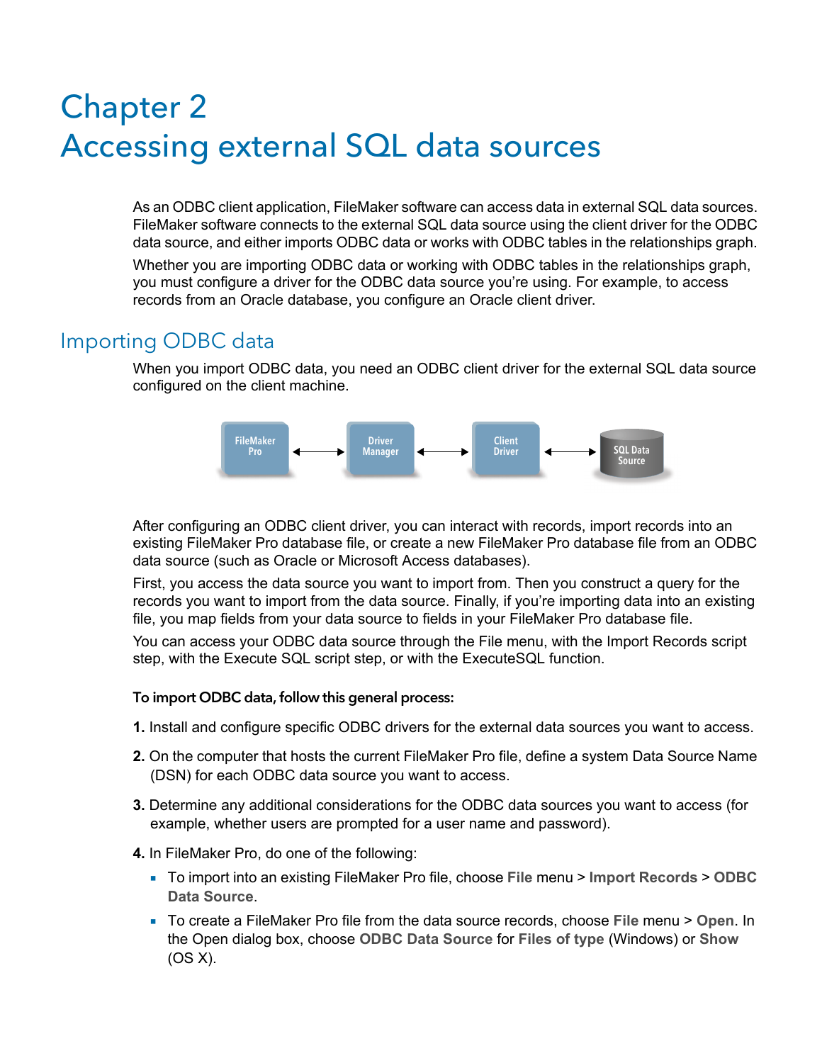# Chapter 2
# Accessing external SQL data sources

As an ODBC client application, FileMaker software can access data in external SQL data sources. FileMaker software connects to the external SQL data source using the client driver for the ODBC data source, and either imports ODBC data or works with ODBC tables in the relationships graph.

Whether you are importing ODBC data or working with ODBC tables in the relationships graph, you must configure a driver for the ODBC data source you're using. For example, to access records from an Oracle database, you configure an Oracle client driver.

## Importing ODBC data

When you import ODBC data, you need an ODBC client driver for the external SQL data source configured on the client machine.

FileMaker Pro ⟷ Driver Manager ⟷ Client Driver ⟷ SQL Data Source

After configuring an ODBC client driver, you can interact with records, import records into an existing FileMaker Pro database file, or create a new FileMaker Pro database file from an ODBC data source (such as Oracle or Microsoft Access databases).

First, you access the data source you want to import from. Then you construct a query for the records you want to import from the data source. Finally, if you're importing data into an existing file, you map fields from your data source to fields in your FileMaker Pro database file.

You can access your ODBC data source through the File menu, with the Import Records script step, with the Execute SQL script step, or with the ExecuteSQL function.

**To import ODBC data, follow this general process:**

1. Install and configure specific ODBC drivers for the external data sources you want to access.
2. On the computer that hosts the current FileMaker Pro file, define a system Data Source Name (DSN) for each ODBC data source you want to access.
3. Determine any additional considerations for the ODBC data sources you want to access (for example, whether users are prompted for a user name and password).
4. In FileMaker Pro, do one of the following:
   - To import into an existing FileMaker Pro file, choose **File** menu > **Import Records** > **ODBC Data Source**.
   - To create a FileMaker Pro file from the data source records, choose **File** menu > **Open**. In the Open dialog box, choose **ODBC Data Source** for **Files of type** (Windows) or **Show** (OS X).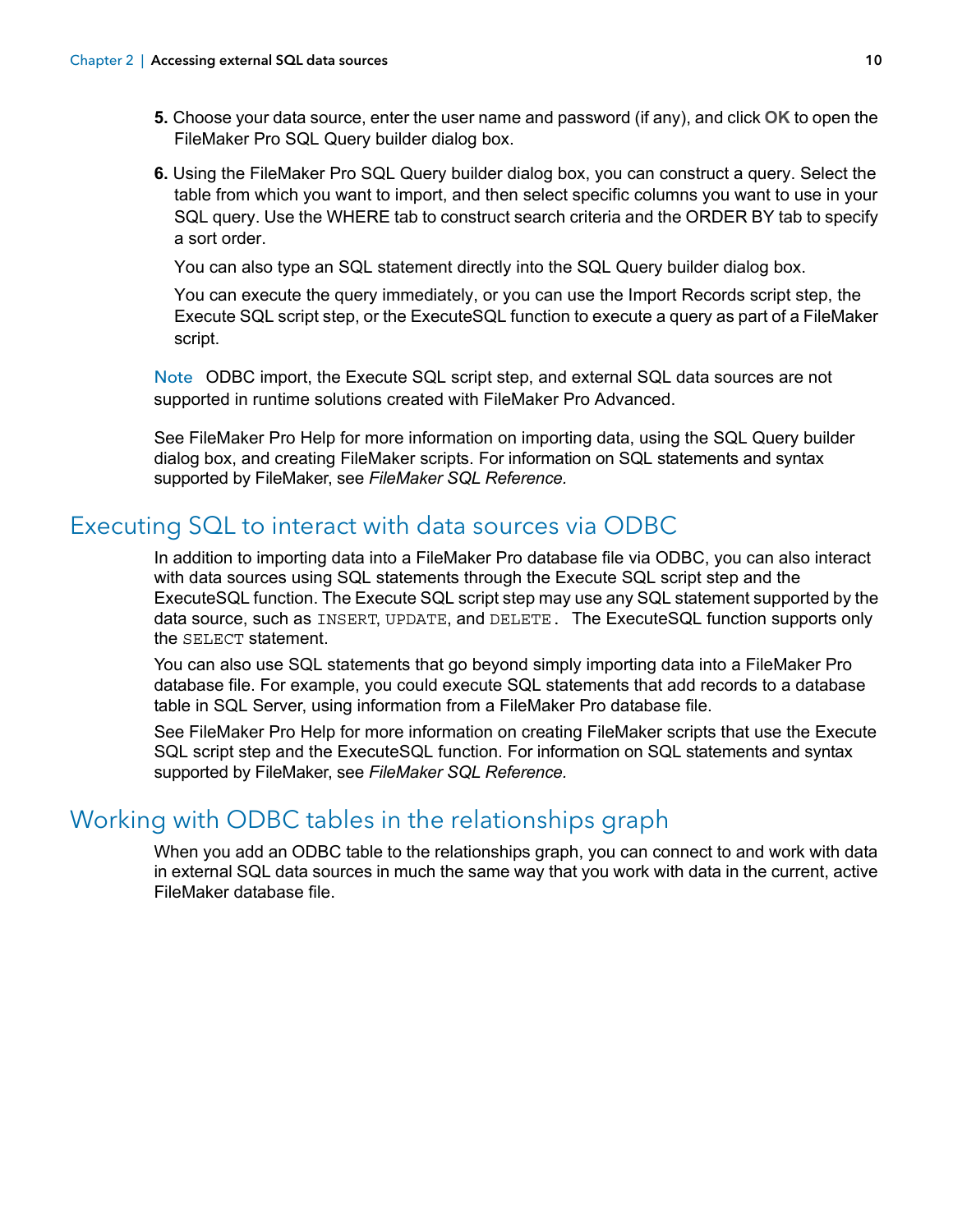5. Choose your data source, enter the user name and password (if any), and click **OK** to open the FileMaker Pro SQL Query builder dialog box.

6. Using the FileMaker Pro SQL Query builder dialog box, you can construct a query. Select the table from which you want to import, and then select specific columns you want to use in your SQL query. Use the WHERE tab to construct search criteria and the ORDER BY tab to specify a sort order.

   You can also type an SQL statement directly into the SQL Query builder dialog box.

   You can execute the query immediately, or you can use the Import Records script step, the Execute SQL script step, or the ExecuteSQL function to execute a query as part of a FileMaker script.

Note ODBC import, the Execute SQL script step, and external SQL data sources are not supported in runtime solutions created with FileMaker Pro Advanced.

See FileMaker Pro Help for more information on importing data, using the SQL Query builder dialog box, and creating FileMaker scripts. For information on SQL statements and syntax supported by FileMaker, see *FileMaker SQL Reference.*

## Executing SQL to interact with data sources via ODBC

In addition to importing data into a FileMaker Pro database file via ODBC, you can also interact with data sources using SQL statements through the Execute SQL script step and the ExecuteSQL function. The Execute SQL script step may use any SQL statement supported by the data source, such as `INSERT`, `UPDATE`, and `DELETE`. The ExecuteSQL function supports only the `SELECT` statement.

You can also use SQL statements that go beyond simply importing data into a FileMaker Pro database file. For example, you could execute SQL statements that add records to a database table in SQL Server, using information from a FileMaker Pro database file.

See FileMaker Pro Help for more information on creating FileMaker scripts that use the Execute SQL script step and the ExecuteSQL function. For information on SQL statements and syntax supported by FileMaker, see *FileMaker SQL Reference.*

## Working with ODBC tables in the relationships graph

When you add an ODBC table to the relationships graph, you can connect to and work with data in external SQL data sources in much the same way that you work with data in the current, active FileMaker database file.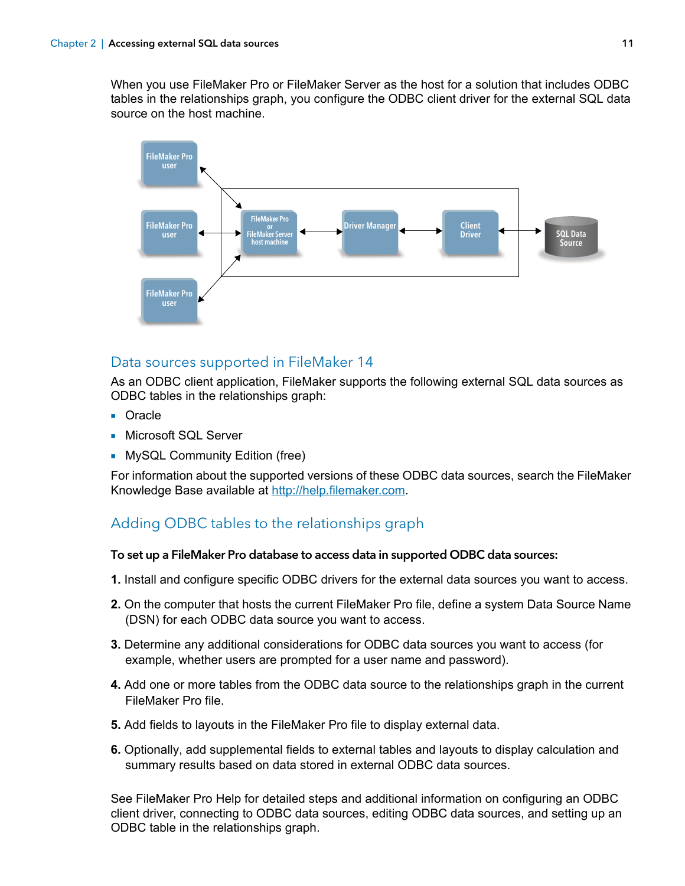When you use FileMaker Pro or FileMaker Server as the host for a solution that includes ODBC tables in the relationships graph, you configure the ODBC client driver for the external SQL data source on the host machine.

## Data sources supported in FileMaker 14

As an ODBC client application, FileMaker supports the following external SQL data sources as ODBC tables in the relationships graph:

- Oracle
- Microsoft SQL Server
- MySQL Community Edition (free)

For information about the supported versions of these ODBC data sources, search the FileMaker Knowledge Base available at http://help.filemaker.com.

## Adding ODBC tables to the relationships graph

**To set up a FileMaker Pro database to access data in supported ODBC data sources:**

1. Install and configure specific ODBC drivers for the external data sources you want to access.
2. On the computer that hosts the current FileMaker Pro file, define a system Data Source Name (DSN) for each ODBC data source you want to access.
3. Determine any additional considerations for ODBC data sources you want to access (for example, whether users are prompted for a user name and password).
4. Add one or more tables from the ODBC data source to the relationships graph in the current FileMaker Pro file.
5. Add fields to layouts in the FileMaker Pro file to display external data.
6. Optionally, add supplemental fields to external tables and layouts to display calculation and summary results based on data stored in external ODBC data sources.

See FileMaker Pro Help for detailed steps and additional information on configuring an ODBC client driver, connecting to ODBC data sources, editing ODBC data sources, and setting up an ODBC table in the relationships graph.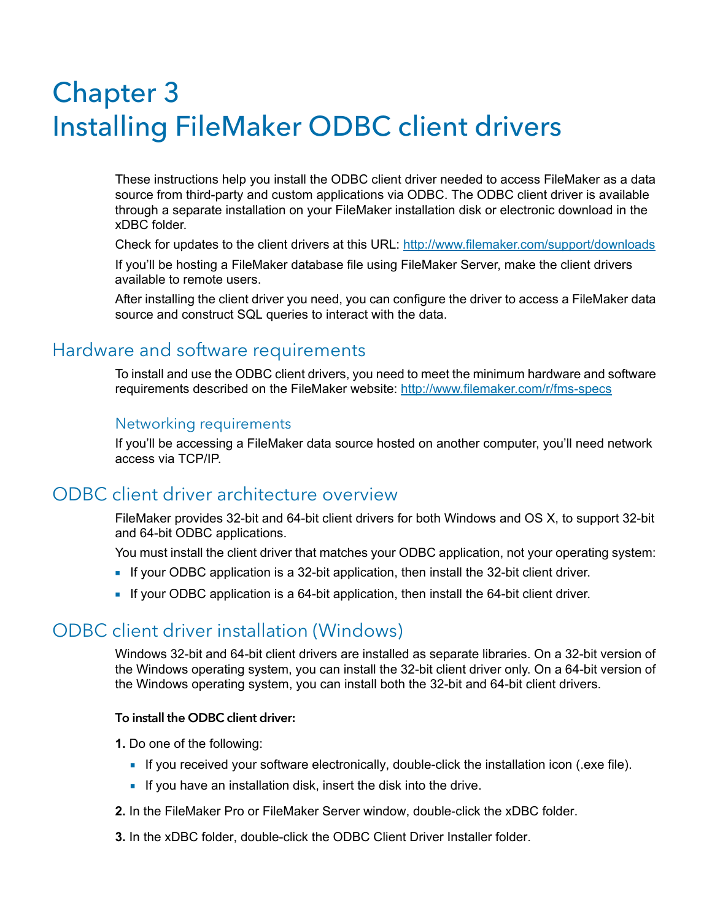# Chapter 3
# Installing FileMaker ODBC client drivers

These instructions help you install the ODBC client driver needed to access FileMaker as a data source from third-party and custom applications via ODBC. The ODBC client driver is available through a separate installation on your FileMaker installation disk or electronic download in the xDBC folder.

Check for updates to the client drivers at this URL: http://www.filemaker.com/support/downloads

If you'll be hosting a FileMaker database file using FileMaker Server, make the client drivers available to remote users.

After installing the client driver you need, you can configure the driver to access a FileMaker data source and construct SQL queries to interact with the data.

## Hardware and software requirements

To install and use the ODBC client drivers, you need to meet the minimum hardware and software requirements described on the FileMaker website: http://www.filemaker.com/r/fms-specs

### Networking requirements

If you'll be accessing a FileMaker data source hosted on another computer, you'll need network access via TCP/IP.

## ODBC client driver architecture overview

FileMaker provides 32-bit and 64-bit client drivers for both Windows and OS X, to support 32-bit and 64-bit ODBC applications.

You must install the client driver that matches your ODBC application, not your operating system:

- If your ODBC application is a 32-bit application, then install the 32-bit client driver.
- If your ODBC application is a 64-bit application, then install the 64-bit client driver.

## ODBC client driver installation (Windows)

Windows 32-bit and 64-bit client drivers are installed as separate libraries. On a 32-bit version of the Windows operating system, you can install the 32-bit client driver only. On a 64-bit version of the Windows operating system, you can install both the 32-bit and 64-bit client drivers.

**To install the ODBC client driver:**

**1.** Do one of the following:

- If you received your software electronically, double-click the installation icon (.exe file).
- If you have an installation disk, insert the disk into the drive.

**2.** In the FileMaker Pro or FileMaker Server window, double-click the xDBC folder.

**3.** In the xDBC folder, double-click the ODBC Client Driver Installer folder.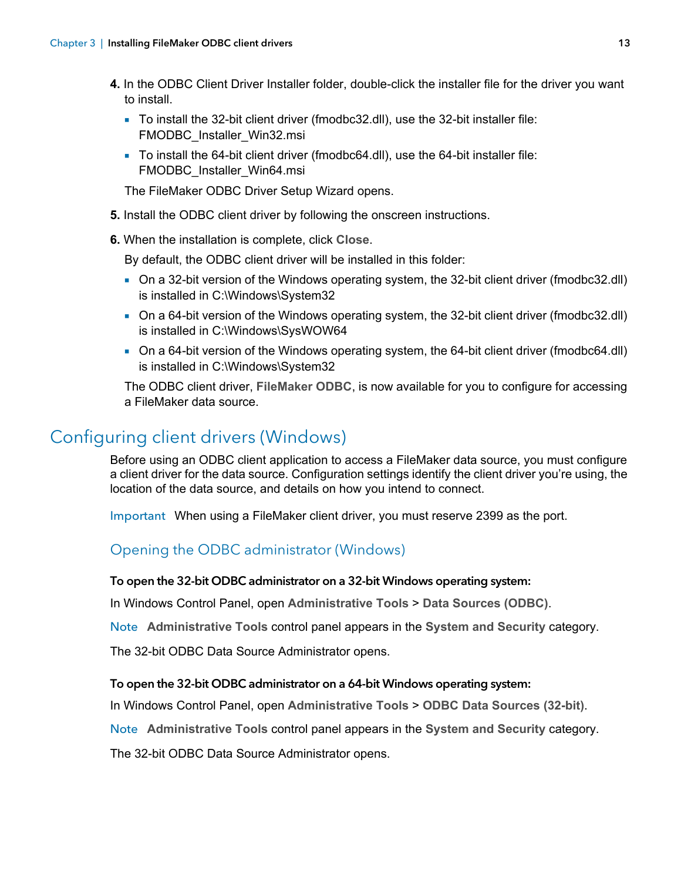4. In the ODBC Client Driver Installer folder, double-click the installer file for the driver you want to install.
   - To install the 32-bit client driver (fmodbc32.dll), use the 32-bit installer file: FMODBC_Installer_Win32.msi
   - To install the 64-bit client driver (fmodbc64.dll), use the 64-bit installer file: FMODBC_Installer_Win64.msi

   The FileMaker ODBC Driver Setup Wizard opens.
5. Install the ODBC client driver by following the onscreen instructions.
6. When the installation is complete, click **Close**.

   By default, the ODBC client driver will be installed in this folder:
   - On a 32-bit version of the Windows operating system, the 32-bit client driver (fmodbc32.dll) is installed in C:\Windows\System32
   - On a 64-bit version of the Windows operating system, the 32-bit client driver (fmodbc32.dll) is installed in C:\Windows\SysWOW64
   - On a 64-bit version of the Windows operating system, the 64-bit client driver (fmodbc64.dll) is installed in C:\Windows\System32

   The ODBC client driver, **FileMaker ODBC**, is now available for you to configure for accessing a FileMaker data source.

## Configuring client drivers (Windows)

Before using an ODBC client application to access a FileMaker data source, you must configure a client driver for the data source. Configuration settings identify the client driver you're using, the location of the data source, and details on how you intend to connect.

Important When using a FileMaker client driver, you must reserve 2399 as the port.

### Opening the ODBC administrator (Windows)

**To open the 32-bit ODBC administrator on a 32-bit Windows operating system:**

In Windows Control Panel, open **Administrative Tools** > **Data Sources (ODBC)**.

Note **Administrative Tools** control panel appears in the **System and Security** category.

The 32-bit ODBC Data Source Administrator opens.

**To open the 32-bit ODBC administrator on a 64-bit Windows operating system:**

In Windows Control Panel, open **Administrative Tools** > **ODBC Data Sources (32-bit)**.

Note **Administrative Tools** control panel appears in the **System and Security** category.

The 32-bit ODBC Data Source Administrator opens.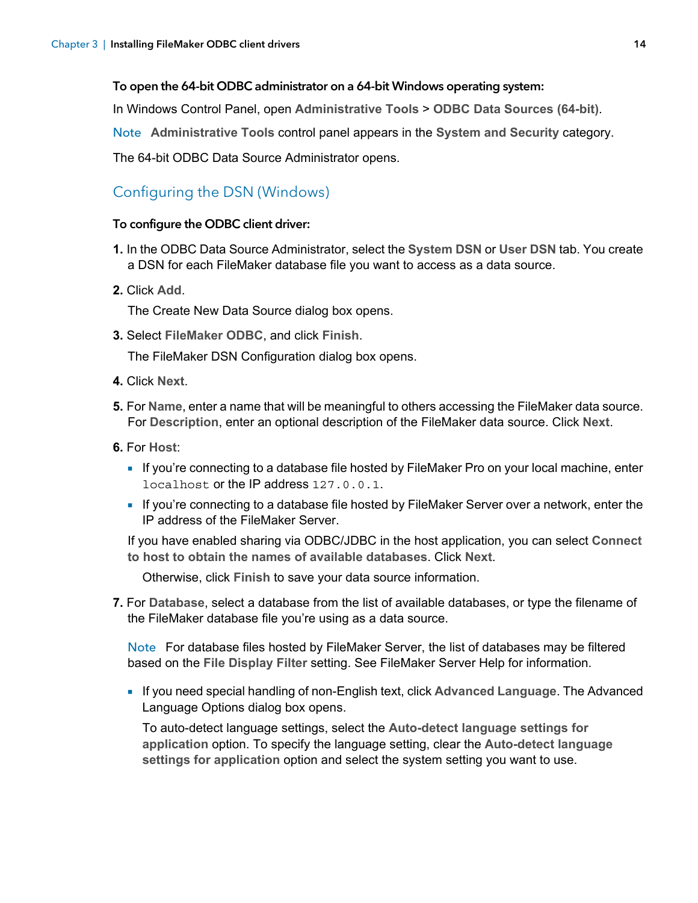**To open the 64-bit ODBC administrator on a 64-bit Windows operating system:**

In Windows Control Panel, open **Administrative Tools** > **ODBC Data Sources (64-bit)**.

Note **Administrative Tools** control panel appears in the **System and Security** category.

The 64-bit ODBC Data Source Administrator opens.

## Configuring the DSN (Windows)

**To configure the ODBC client driver:**

1. In the ODBC Data Source Administrator, select the **System DSN** or **User DSN** tab. You create a DSN for each FileMaker database file you want to access as a data source.
2. Click **Add**.

   The Create New Data Source dialog box opens.
3. Select **FileMaker ODBC**, and click **Finish**.

   The FileMaker DSN Configuration dialog box opens.
4. Click **Next**.
5. For **Name**, enter a name that will be meaningful to others accessing the FileMaker data source. For **Description**, enter an optional description of the FileMaker data source. Click **Next**.
6. For **Host**:
   - If you're connecting to a database file hosted by FileMaker Pro on your local machine, enter `localhost` or the IP address `127.0.0.1`.
   - If you're connecting to a database file hosted by FileMaker Server over a network, enter the IP address of the FileMaker Server.

   If you have enabled sharing via ODBC/JDBC in the host application, you can select **Connect to host to obtain the names of available databases**. Click **Next**.

   Otherwise, click **Finish** to save your data source information.
7. For **Database**, select a database from the list of available databases, or type the filename of the FileMaker database file you're using as a data source.

   Note For database files hosted by FileMaker Server, the list of databases may be filtered based on the **File Display Filter** setting. See FileMaker Server Help for information.

   - If you need special handling of non-English text, click **Advanced Language**. The Advanced Language Options dialog box opens.

     To auto-detect language settings, select the **Auto-detect language settings for application** option. To specify the language setting, clear the **Auto-detect language settings for application** option and select the system setting you want to use.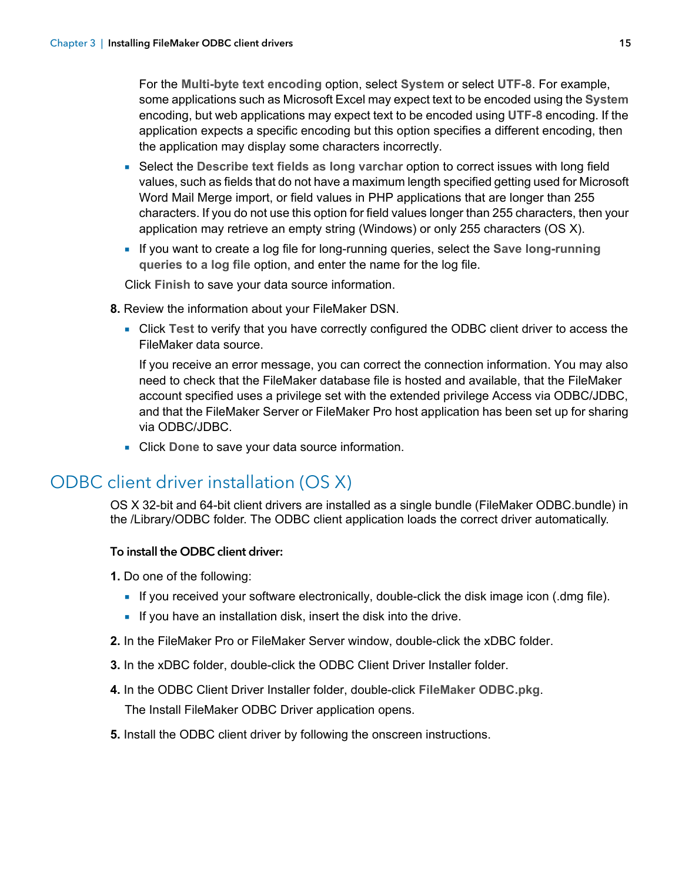For the **Multi-byte text encoding** option, select **System** or select **UTF-8**. For example, some applications such as Microsoft Excel may expect text to be encoded using the **System** encoding, but web applications may expect text to be encoded using **UTF-8** encoding. If the application expects a specific encoding but this option specifies a different encoding, then the application may display some characters incorrectly.

- Select the **Describe text fields as long varchar** option to correct issues with long field values, such as fields that do not have a maximum length specified getting used for Microsoft Word Mail Merge import, or field values in PHP applications that are longer than 255 characters. If you do not use this option for field values longer than 255 characters, then your application may retrieve an empty string (Windows) or only 255 characters (OS X).
- If you want to create a log file for long-running queries, select the **Save long-running queries to a log file** option, and enter the name for the log file.

Click **Finish** to save your data source information.

8. Review the information about your FileMaker DSN.
   - Click **Test** to verify that you have correctly configured the ODBC client driver to access the FileMaker data source.

     If you receive an error message, you can correct the connection information. You may also need to check that the FileMaker database file is hosted and available, that the FileMaker account specified uses a privilege set with the extended privilege Access via ODBC/JDBC, and that the FileMaker Server or FileMaker Pro host application has been set up for sharing via ODBC/JDBC.
   - Click **Done** to save your data source information.

## ODBC client driver installation (OS X)

OS X 32-bit and 64-bit client drivers are installed as a single bundle (FileMaker ODBC.bundle) in the /Library/ODBC folder. The ODBC client application loads the correct driver automatically.

**To install the ODBC client driver:**

1. Do one of the following:
   - If you received your software electronically, double-click the disk image icon (.dmg file).
   - If you have an installation disk, insert the disk into the drive.
2. In the FileMaker Pro or FileMaker Server window, double-click the xDBC folder.
3. In the xDBC folder, double-click the ODBC Client Driver Installer folder.
4. In the ODBC Client Driver Installer folder, double-click **FileMaker ODBC.pkg**.

   The Install FileMaker ODBC Driver application opens.
5. Install the ODBC client driver by following the onscreen instructions.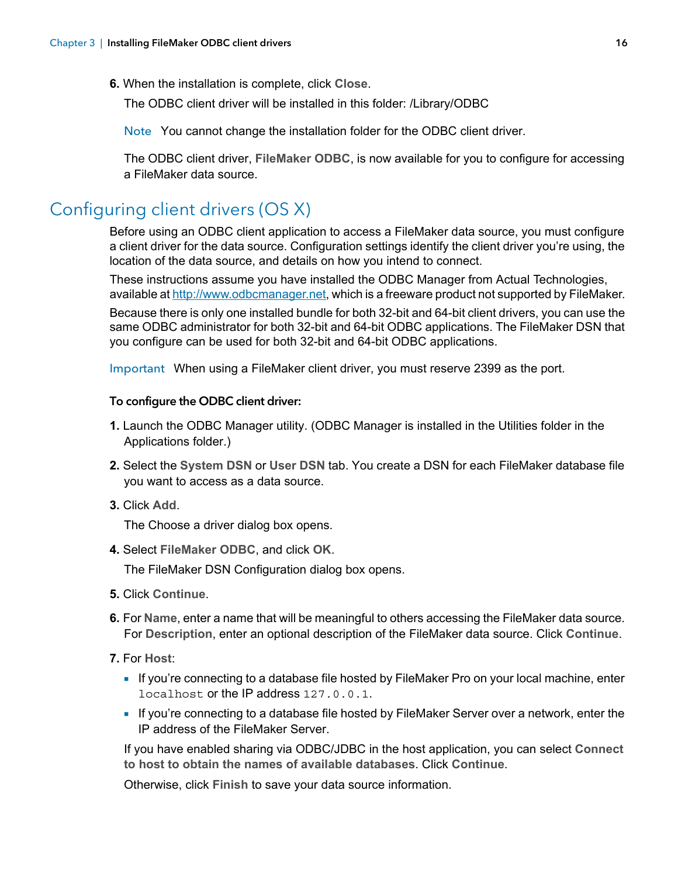6. When the installation is complete, click **Close**.

   The ODBC client driver will be installed in this folder: /Library/ODBC

   Note   You cannot change the installation folder for the ODBC client driver.

   The ODBC client driver, **FileMaker ODBC**, is now available for you to configure for accessing a FileMaker data source.

## Configuring client drivers (OS X)

Before using an ODBC client application to access a FileMaker data source, you must configure a client driver for the data source. Configuration settings identify the client driver you're using, the location of the data source, and details on how you intend to connect.

These instructions assume you have installed the ODBC Manager from Actual Technologies, available at http://www.odbcmanager.net, which is a freeware product not supported by FileMaker.

Because there is only one installed bundle for both 32-bit and 64-bit client drivers, you can use the same ODBC administrator for both 32-bit and 64-bit ODBC applications. The FileMaker DSN that you configure can be used for both 32-bit and 64-bit ODBC applications.

Important   When using a FileMaker client driver, you must reserve 2399 as the port.

**To configure the ODBC client driver:**

1. Launch the ODBC Manager utility. (ODBC Manager is installed in the Utilities folder in the Applications folder.)
2. Select the **System DSN** or **User DSN** tab. You create a DSN for each FileMaker database file you want to access as a data source.
3. Click **Add**.

   The Choose a driver dialog box opens.
4. Select **FileMaker ODBC**, and click **OK**.

   The FileMaker DSN Configuration dialog box opens.
5. Click **Continue**.
6. For **Name**, enter a name that will be meaningful to others accessing the FileMaker data source. For **Description**, enter an optional description of the FileMaker data source. Click **Continue**.
7. For **Host**:
   - If you're connecting to a database file hosted by FileMaker Pro on your local machine, enter `localhost` or the IP address `127.0.0.1`.
   - If you're connecting to a database file hosted by FileMaker Server over a network, enter the IP address of the FileMaker Server.

   If you have enabled sharing via ODBC/JDBC in the host application, you can select **Connect to host to obtain the names of available databases**. Click **Continue**.

   Otherwise, click **Finish** to save your data source information.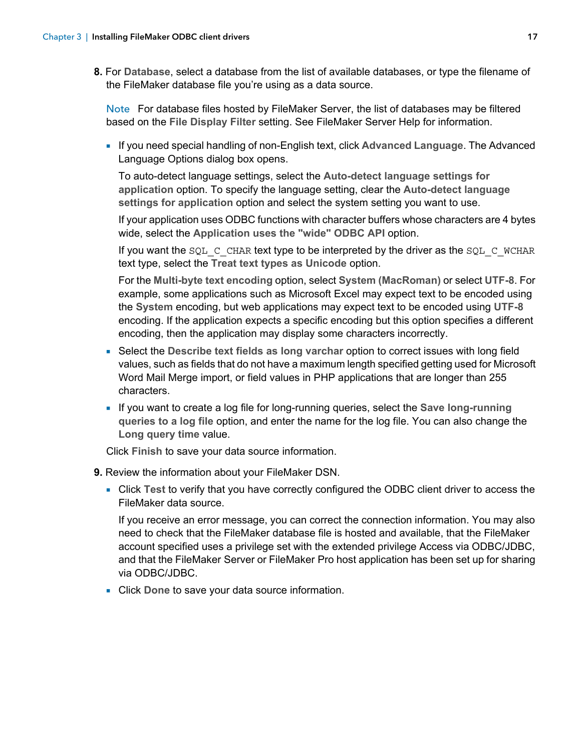8. For **Database**, select a database from the list of available databases, or type the filename of the FileMaker database file you're using as a data source.

   Note For database files hosted by FileMaker Server, the list of databases may be filtered based on the **File Display Filter** setting. See FileMaker Server Help for information.

   - If you need special handling of non-English text, click **Advanced Language**. The Advanced Language Options dialog box opens.

     To auto-detect language settings, select the **Auto-detect language settings for application** option. To specify the language setting, clear the **Auto-detect language settings for application** option and select the system setting you want to use.

     If your application uses ODBC functions with character buffers whose characters are 4 bytes wide, select the **Application uses the "wide" ODBC API** option.

     If you want the `SQL_C_CHAR` text type to be interpreted by the driver as the `SQL_C_WCHAR` text type, select the **Treat text types as Unicode** option.

     For the **Multi-byte text encoding** option, select **System (MacRoman)** or select **UTF-8**. For example, some applications such as Microsoft Excel may expect text to be encoded using the **System** encoding, but web applications may expect text to be encoded using **UTF-8** encoding. If the application expects a specific encoding but this option specifies a different encoding, then the application may display some characters incorrectly.

   - Select the **Describe text fields as long varchar** option to correct issues with long field values, such as fields that do not have a maximum length specified getting used for Microsoft Word Mail Merge import, or field values in PHP applications that are longer than 255 characters.

   - If you want to create a log file for long-running queries, select the **Save long-running queries to a log file** option, and enter the name for the log file. You can also change the **Long query time** value.

   Click **Finish** to save your data source information.

9. Review the information about your FileMaker DSN.

   - Click **Test** to verify that you have correctly configured the ODBC client driver to access the FileMaker data source.

     If you receive an error message, you can correct the connection information. You may also need to check that the FileMaker database file is hosted and available, that the FileMaker account specified uses a privilege set with the extended privilege Access via ODBC/JDBC, and that the FileMaker Server or FileMaker Pro host application has been set up for sharing via ODBC/JDBC.

   - Click **Done** to save your data source information.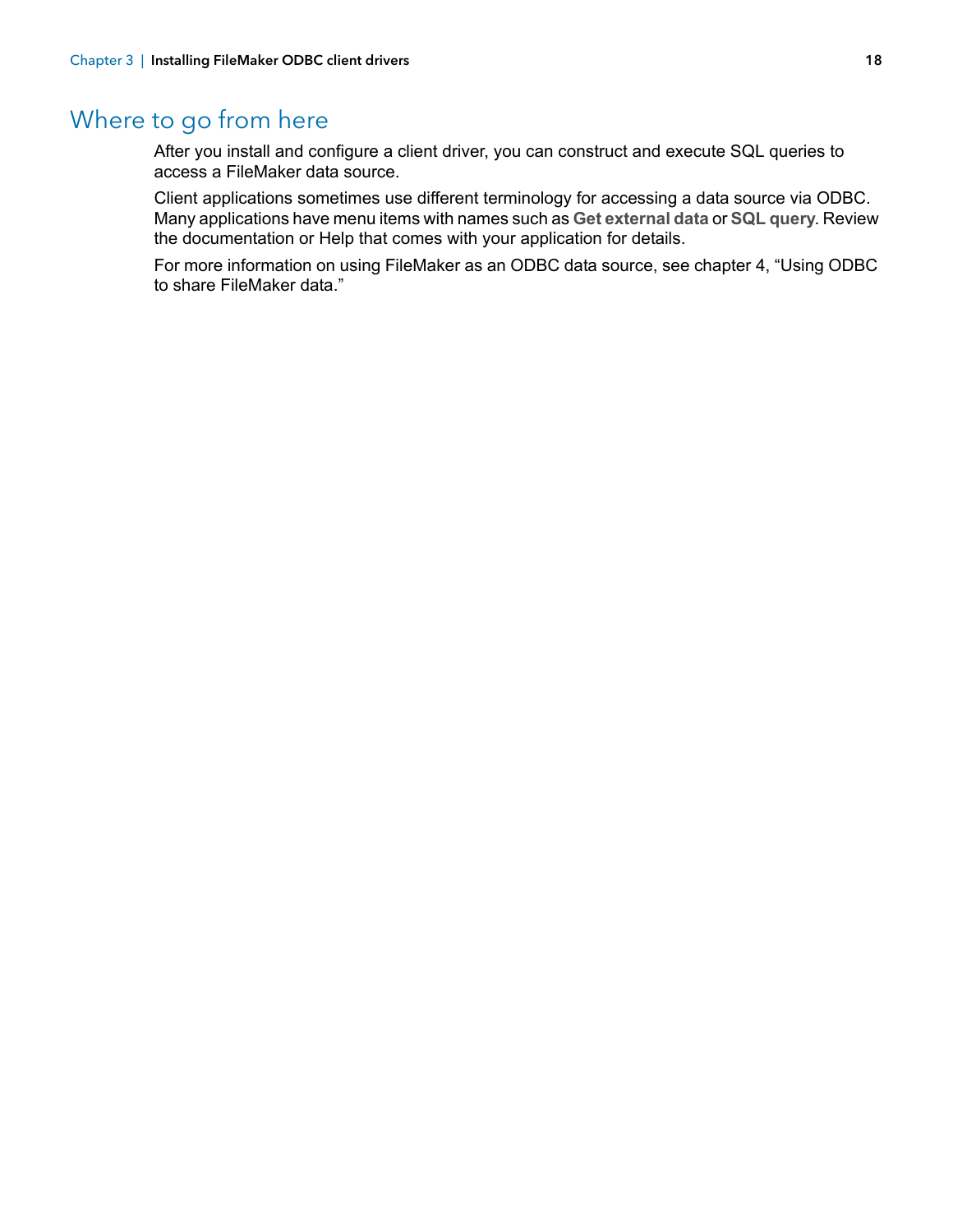## Where to go from here

After you install and configure a client driver, you can construct and execute SQL queries to access a FileMaker data source.

Client applications sometimes use different terminology for accessing a data source via ODBC. Many applications have menu items with names such as **Get external data** or **SQL query**. Review the documentation or Help that comes with your application for details.

For more information on using FileMaker as an ODBC data source, see chapter 4, “Using ODBC to share FileMaker data.”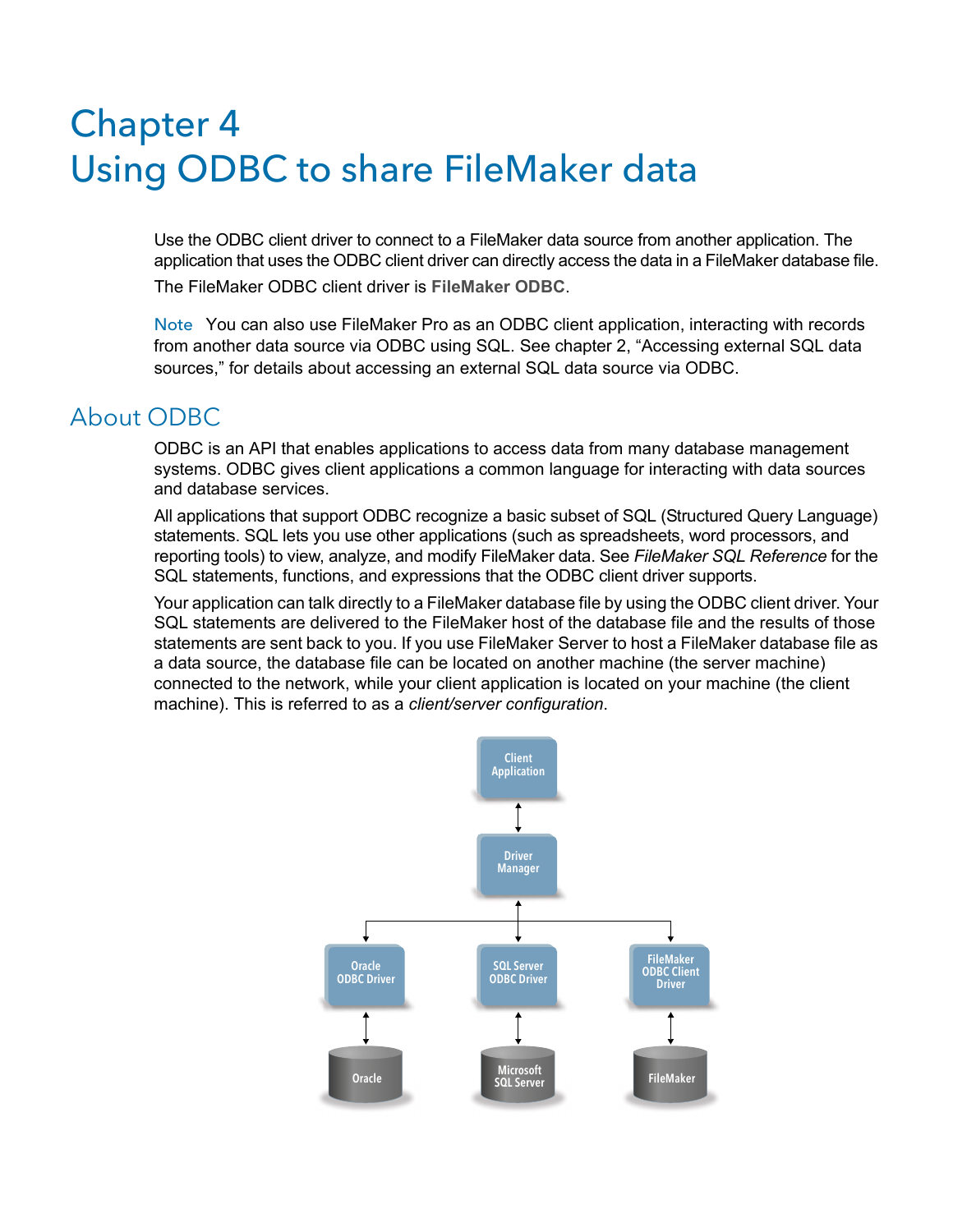# Chapter 4
# Using ODBC to share FileMaker data

Use the ODBC client driver to connect to a FileMaker data source from another application. The application that uses the ODBC client driver can directly access the data in a FileMaker database file.

The FileMaker ODBC client driver is **FileMaker ODBC**.

Note You can also use FileMaker Pro as an ODBC client application, interacting with records from another data source via ODBC using SQL. See chapter 2, "Accessing external SQL data sources," for details about accessing an external SQL data source via ODBC.

## About ODBC

ODBC is an API that enables applications to access data from many database management systems. ODBC gives client applications a common language for interacting with data sources and database services.

All applications that support ODBC recognize a basic subset of SQL (Structured Query Language) statements. SQL lets you use other applications (such as spreadsheets, word processors, and reporting tools) to view, analyze, and modify FileMaker data. See *FileMaker SQL Reference* for the SQL statements, functions, and expressions that the ODBC client driver supports.

Your application can talk directly to a FileMaker database file by using the ODBC client driver. Your SQL statements are delivered to the FileMaker host of the database file and the results of those statements are sent back to you. If you use FileMaker Server to host a FileMaker database file as a data source, the database file can be located on another machine (the server machine) connected to the network, while your client application is located on your machine (the client machine). This is referred to as a *client/server configuration*.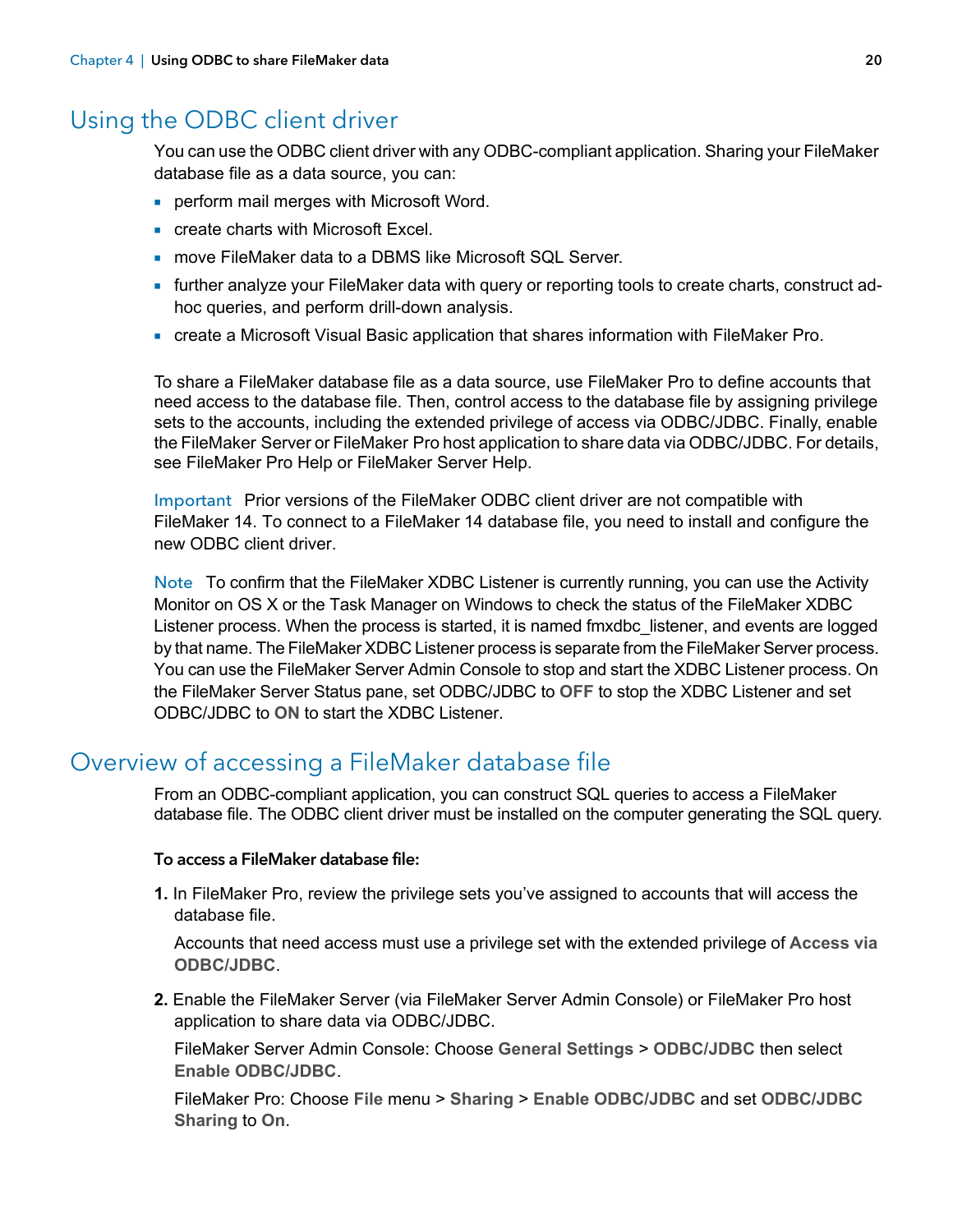## Using the ODBC client driver

You can use the ODBC client driver with any ODBC-compliant application. Sharing your FileMaker database file as a data source, you can:

- perform mail merges with Microsoft Word.
- create charts with Microsoft Excel.
- move FileMaker data to a DBMS like Microsoft SQL Server.
- further analyze your FileMaker data with query or reporting tools to create charts, construct ad-hoc queries, and perform drill-down analysis.
- create a Microsoft Visual Basic application that shares information with FileMaker Pro.

To share a FileMaker database file as a data source, use FileMaker Pro to define accounts that need access to the database file. Then, control access to the database file by assigning privilege sets to the accounts, including the extended privilege of access via ODBC/JDBC. Finally, enable the FileMaker Server or FileMaker Pro host application to share data via ODBC/JDBC. For details, see FileMaker Pro Help or FileMaker Server Help.

Important Prior versions of the FileMaker ODBC client driver are not compatible with FileMaker 14. To connect to a FileMaker 14 database file, you need to install and configure the new ODBC client driver.

Note To confirm that the FileMaker XDBC Listener is currently running, you can use the Activity Monitor on OS X or the Task Manager on Windows to check the status of the FileMaker XDBC Listener process. When the process is started, it is named fmxdbc_listener, and events are logged by that name. The FileMaker XDBC Listener process is separate from the FileMaker Server process. You can use the FileMaker Server Admin Console to stop and start the XDBC Listener process. On the FileMaker Server Status pane, set ODBC/JDBC to **OFF** to stop the XDBC Listener and set ODBC/JDBC to **ON** to start the XDBC Listener.

## Overview of accessing a FileMaker database file

From an ODBC-compliant application, you can construct SQL queries to access a FileMaker database file. The ODBC client driver must be installed on the computer generating the SQL query.

**To access a FileMaker database file:**

1. In FileMaker Pro, review the privilege sets you've assigned to accounts that will access the database file.

   Accounts that need access must use a privilege set with the extended privilege of **Access via ODBC/JDBC**.

2. Enable the FileMaker Server (via FileMaker Server Admin Console) or FileMaker Pro host application to share data via ODBC/JDBC.

   FileMaker Server Admin Console: Choose **General Settings** > **ODBC/JDBC** then select **Enable ODBC/JDBC**.

   FileMaker Pro: Choose **File** menu > **Sharing** > **Enable ODBC/JDBC** and set **ODBC/JDBC Sharing** to **On**.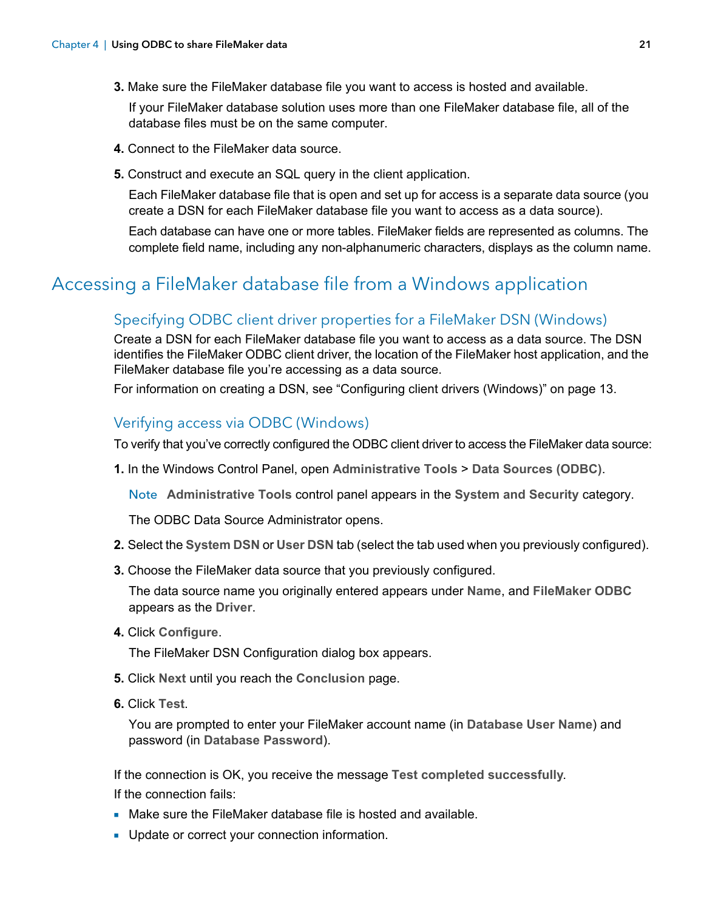3. Make sure the FileMaker database file you want to access is hosted and available.

   If your FileMaker database solution uses more than one FileMaker database file, all of the database files must be on the same computer.

4. Connect to the FileMaker data source.

5. Construct and execute an SQL query in the client application.

   Each FileMaker database file that is open and set up for access is a separate data source (you create a DSN for each FileMaker database file you want to access as a data source).

   Each database can have one or more tables. FileMaker fields are represented as columns. The complete field name, including any non-alphanumeric characters, displays as the column name.

# Accessing a FileMaker database file from a Windows application

## Specifying ODBC client driver properties for a FileMaker DSN (Windows)

Create a DSN for each FileMaker database file you want to access as a data source. The DSN identifies the FileMaker ODBC client driver, the location of the FileMaker host application, and the FileMaker database file you're accessing as a data source.

For information on creating a DSN, see "Configuring client drivers (Windows)" on page 13.

## Verifying access via ODBC (Windows)

To verify that you've correctly configured the ODBC client driver to access the FileMaker data source:

1. In the Windows Control Panel, open **Administrative Tools** > **Data Sources (ODBC)**.

   Note **Administrative Tools** control panel appears in the **System and Security** category.

   The ODBC Data Source Administrator opens.

2. Select the **System DSN** or **User DSN** tab (select the tab used when you previously configured).

3. Choose the FileMaker data source that you previously configured.

   The data source name you originally entered appears under **Name**, and **FileMaker ODBC** appears as the **Driver**.

4. Click **Configure**.

   The FileMaker DSN Configuration dialog box appears.

5. Click **Next** until you reach the **Conclusion** page.

6. Click **Test**.

   You are prompted to enter your FileMaker account name (in **Database User Name**) and password (in **Database Password**).

If the connection is OK, you receive the message **Test completed successfully**.

If the connection fails:

- Make sure the FileMaker database file is hosted and available.
- Update or correct your connection information.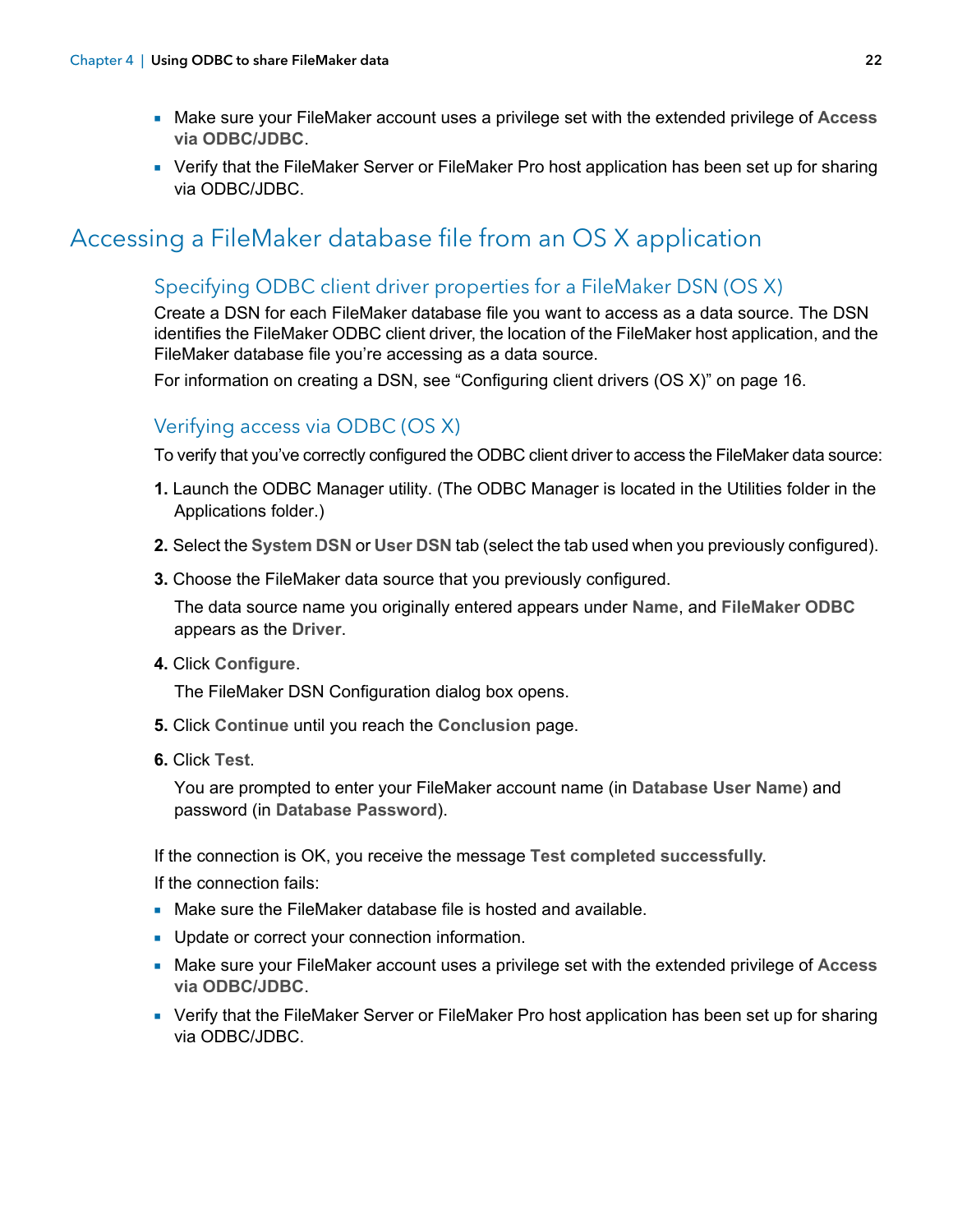- Make sure your FileMaker account uses a privilege set with the extended privilege of **Access via ODBC/JDBC**.
- Verify that the FileMaker Server or FileMaker Pro host application has been set up for sharing via ODBC/JDBC.

## Accessing a FileMaker database file from an OS X application

### Specifying ODBC client driver properties for a FileMaker DSN (OS X)

Create a DSN for each FileMaker database file you want to access as a data source. The DSN identifies the FileMaker ODBC client driver, the location of the FileMaker host application, and the FileMaker database file you're accessing as a data source.

For information on creating a DSN, see "Configuring client drivers (OS X)" on page 16.

### Verifying access via ODBC (OS X)

To verify that you've correctly configured the ODBC client driver to access the FileMaker data source:

1. Launch the ODBC Manager utility. (The ODBC Manager is located in the Utilities folder in the Applications folder.)
2. Select the **System DSN** or **User DSN** tab (select the tab used when you previously configured).
3. Choose the FileMaker data source that you previously configured.

   The data source name you originally entered appears under **Name**, and **FileMaker ODBC** appears as the **Driver**.
4. Click **Configure**.

   The FileMaker DSN Configuration dialog box opens.
5. Click **Continue** until you reach the **Conclusion** page.
6. Click **Test**.

   You are prompted to enter your FileMaker account name (in **Database User Name**) and password (in **Database Password**).

If the connection is OK, you receive the message **Test completed successfully**.

If the connection fails:

- Make sure the FileMaker database file is hosted and available.
- Update or correct your connection information.
- Make sure your FileMaker account uses a privilege set with the extended privilege of **Access via ODBC/JDBC**.
- Verify that the FileMaker Server or FileMaker Pro host application has been set up for sharing via ODBC/JDBC.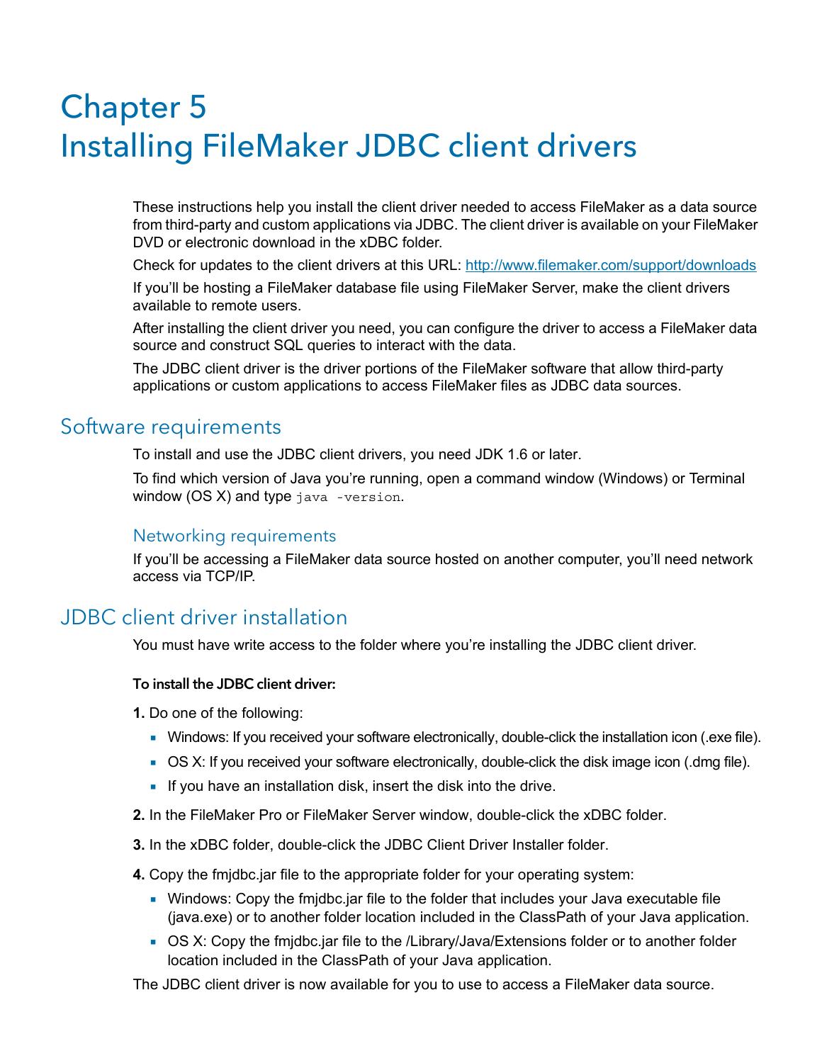# Chapter 5
# Installing FileMaker JDBC client drivers

These instructions help you install the client driver needed to access FileMaker as a data source from third-party and custom applications via JDBC. The client driver is available on your FileMaker DVD or electronic download in the xDBC folder.

Check for updates to the client drivers at this URL: http://www.filemaker.com/support/downloads

If you'll be hosting a FileMaker database file using FileMaker Server, make the client drivers available to remote users.

After installing the client driver you need, you can configure the driver to access a FileMaker data source and construct SQL queries to interact with the data.

The JDBC client driver is the driver portions of the FileMaker software that allow third-party applications or custom applications to access FileMaker files as JDBC data sources.

## Software requirements

To install and use the JDBC client drivers, you need JDK 1.6 or later.

To find which version of Java you're running, open a command window (Windows) or Terminal window (OS X) and type `java -version`.

### Networking requirements

If you'll be accessing a FileMaker data source hosted on another computer, you'll need network access via TCP/IP.

## JDBC client driver installation

You must have write access to the folder where you're installing the JDBC client driver.

**To install the JDBC client driver:**

1. Do one of the following:
   - Windows: If you received your software electronically, double-click the installation icon (.exe file).
   - OS X: If you received your software electronically, double-click the disk image icon (.dmg file).
   - If you have an installation disk, insert the disk into the drive.
2. In the FileMaker Pro or FileMaker Server window, double-click the xDBC folder.
3. In the xDBC folder, double-click the JDBC Client Driver Installer folder.
4. Copy the fmjdbc.jar file to the appropriate folder for your operating system:
   - Windows: Copy the fmjdbc.jar file to the folder that includes your Java executable file (java.exe) or to another folder location included in the ClassPath of your Java application.
   - OS X: Copy the fmjdbc.jar file to the /Library/Java/Extensions folder or to another folder location included in the ClassPath of your Java application.

The JDBC client driver is now available for you to use to access a FileMaker data source.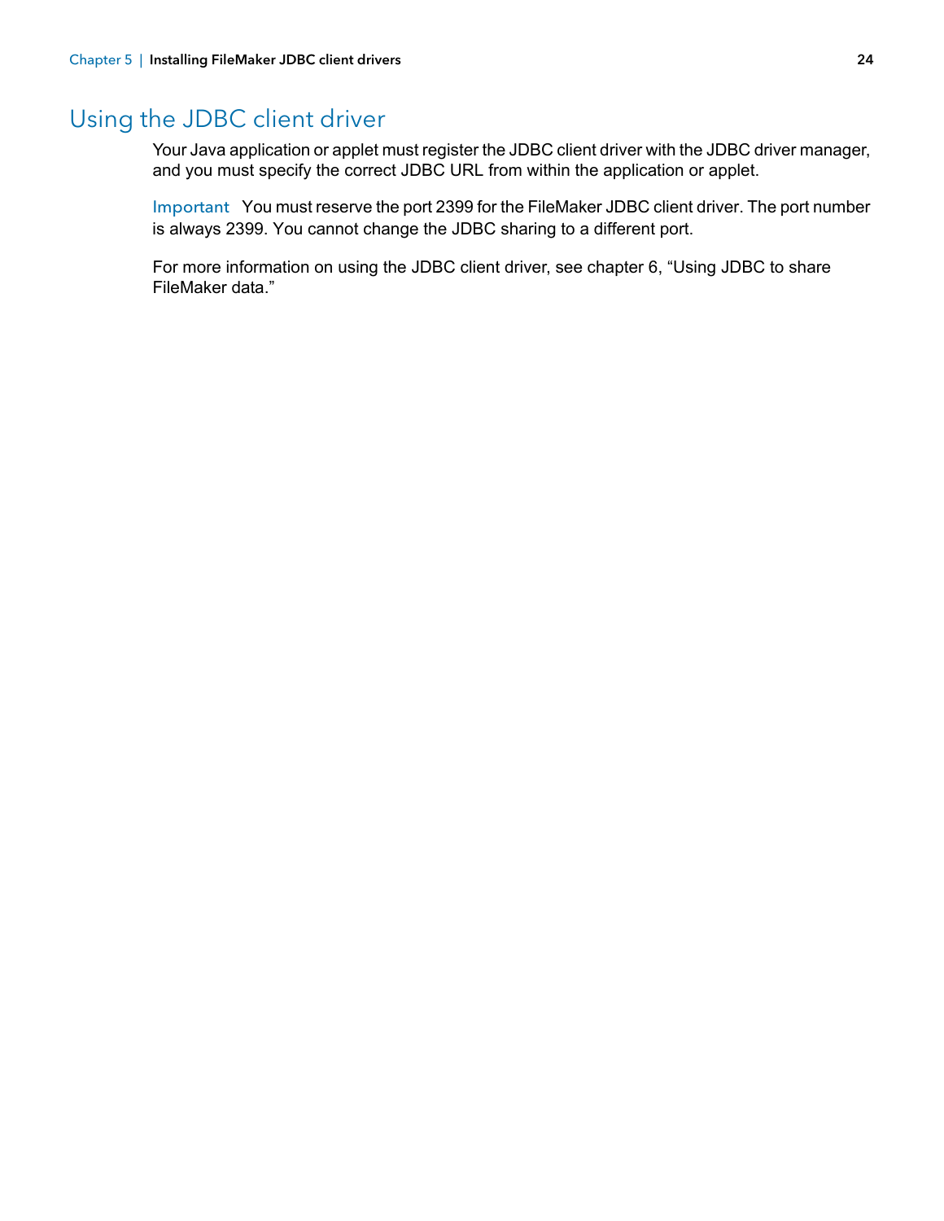## Using the JDBC client driver

Your Java application or applet must register the JDBC client driver with the JDBC driver manager, and you must specify the correct JDBC URL from within the application or applet.

Important   You must reserve the port 2399 for the FileMaker JDBC client driver. The port number is always 2399. You cannot change the JDBC sharing to a different port.

For more information on using the JDBC client driver, see chapter 6, "Using JDBC to share FileMaker data."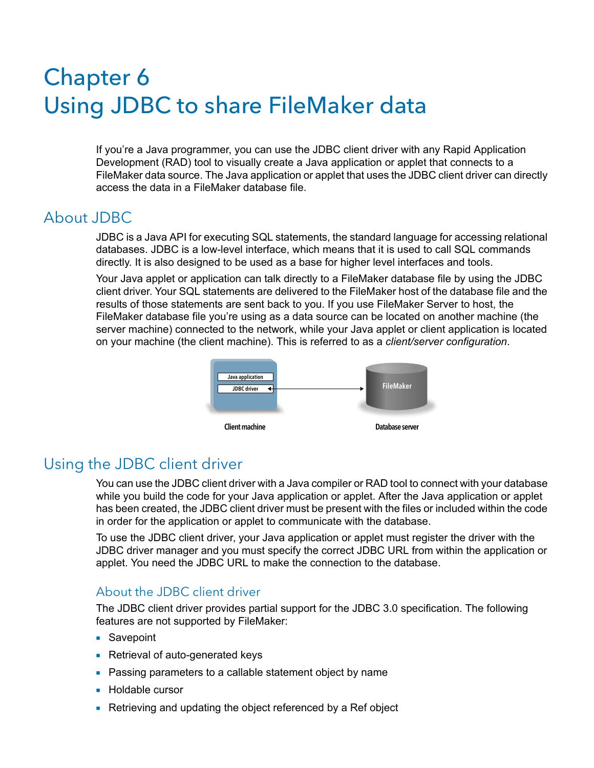# Chapter 6
# Using JDBC to share FileMaker data

If you're a Java programmer, you can use the JDBC client driver with any Rapid Application Development (RAD) tool to visually create a Java application or applet that connects to a FileMaker data source. The Java application or applet that uses the JDBC client driver can directly access the data in a FileMaker database file.

## About JDBC

JDBC is a Java API for executing SQL statements, the standard language for accessing relational databases. JDBC is a low-level interface, which means that it is used to call SQL commands directly. It is also designed to be used as a base for higher level interfaces and tools.

Your Java applet or application can talk directly to a FileMaker database file by using the JDBC client driver. Your SQL statements are delivered to the FileMaker host of the database file and the results of those statements are sent back to you. If you use FileMaker Server to host, the FileMaker database file you're using as a data source can be located on another machine (the server machine) connected to the network, while your Java applet or client application is located on your machine (the client machine). This is referred to as a *client/server configuration*.

Java application
JDBC driver
FileMaker
Client machine
Database server

## Using the JDBC client driver

You can use the JDBC client driver with a Java compiler or RAD tool to connect with your database while you build the code for your Java application or applet. After the Java application or applet has been created, the JDBC client driver must be present with the files or included within the code in order for the application or applet to communicate with the database.

To use the JDBC client driver, your Java application or applet must register the driver with the JDBC driver manager and you must specify the correct JDBC URL from within the application or applet. You need the JDBC URL to make the connection to the database.

### About the JDBC client driver

The JDBC client driver provides partial support for the JDBC 3.0 specification. The following features are not supported by FileMaker:

- Savepoint
- Retrieval of auto-generated keys
- Passing parameters to a callable statement object by name
- Holdable cursor
- Retrieving and updating the object referenced by a Ref object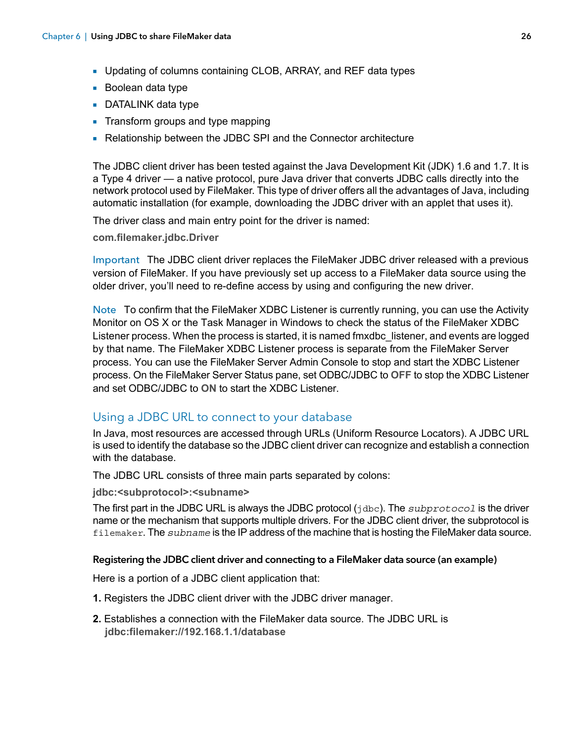- Updating of columns containing CLOB, ARRAY, and REF data types
- Boolean data type
- DATALINK data type
- Transform groups and type mapping
- Relationship between the JDBC SPI and the Connector architecture

The JDBC client driver has been tested against the Java Development Kit (JDK) 1.6 and 1.7. It is a Type 4 driver — a native protocol, pure Java driver that converts JDBC calls directly into the network protocol used by FileMaker. This type of driver offers all the advantages of Java, including automatic installation (for example, downloading the JDBC driver with an applet that uses it).

The driver class and main entry point for the driver is named:

**com.filemaker.jdbc.Driver**

Important The JDBC client driver replaces the FileMaker JDBC driver released with a previous version of FileMaker. If you have previously set up access to a FileMaker data source using the older driver, you'll need to re-define access by using and configuring the new driver.

Note To confirm that the FileMaker XDBC Listener is currently running, you can use the Activity Monitor on OS X or the Task Manager in Windows to check the status of the FileMaker XDBC Listener process. When the process is started, it is named fmxdbc_listener, and events are logged by that name. The FileMaker XDBC Listener process is separate from the FileMaker Server process. You can use the FileMaker Server Admin Console to stop and start the XDBC Listener process. On the FileMaker Server Status pane, set ODBC/JDBC to **OFF** to stop the XDBC Listener and set ODBC/JDBC to **ON** to start the XDBC Listener.

## Using a JDBC URL to connect to your database

In Java, most resources are accessed through URLs (Uniform Resource Locators). A JDBC URL is used to identify the database so the JDBC client driver can recognize and establish a connection with the database.

The JDBC URL consists of three main parts separated by colons:

**jdbc:<subprotocol>:<subname>**

The first part in the JDBC URL is always the JDBC protocol (`jdbc`). The *subprotocol* is the driver name or the mechanism that supports multiple drivers. For the JDBC client driver, the subprotocol is `filemaker`. The *subname* is the IP address of the machine that is hosting the FileMaker data source.

#### Registering the JDBC client driver and connecting to a FileMaker data source (an example)

Here is a portion of a JDBC client application that:

1. Registers the JDBC client driver with the JDBC driver manager.
2. Establishes a connection with the FileMaker data source. The JDBC URL is **jdbc:filemaker://192.168.1.1/database**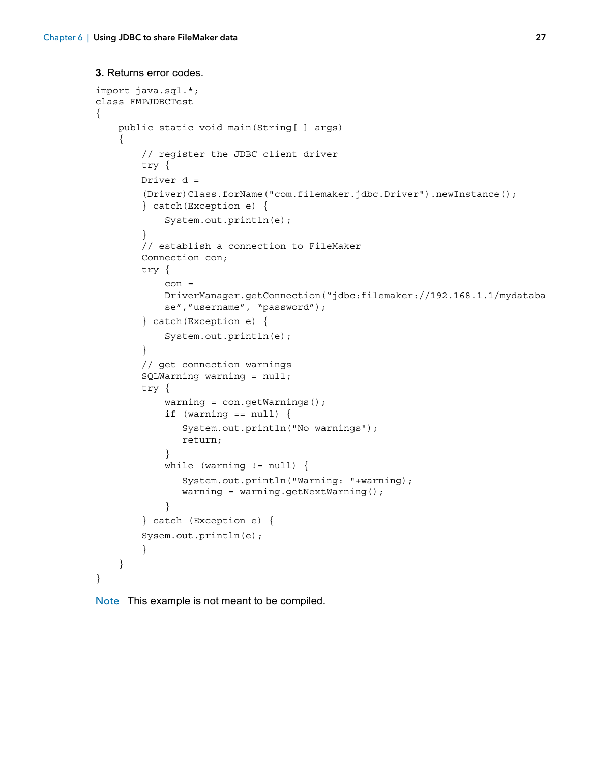**3.** Returns error codes.

```
import java.sql.*;
class FMPJDBCTest
{
    public static void main(String[ ] args)
    {
        // register the JDBC client driver
        try {
        Driver d =
        (Driver)Class.forName("com.filemaker.jdbc.Driver").newInstance();
        } catch(Exception e) {
            System.out.println(e);
        }
        // establish a connection to FileMaker
        Connection con;
        try {
            con =
            DriverManager.getConnection("jdbc:filemaker://192.168.1.1/mydataba
            se","username", "password");
        } catch(Exception e) {
            System.out.println(e);
        }
        // get connection warnings
        SQLWarning warning = null;
        try {
            warning = con.getWarnings();
            if (warning == null) {
               System.out.println("No warnings");
               return;
            }
            while (warning != null) {
               System.out.println("Warning: "+warning);
               warning = warning.getNextWarning();
            }
        } catch (Exception e) {
        Sysem.out.println(e);
        }
    }
}
```

**Note** This example is not meant to be compiled.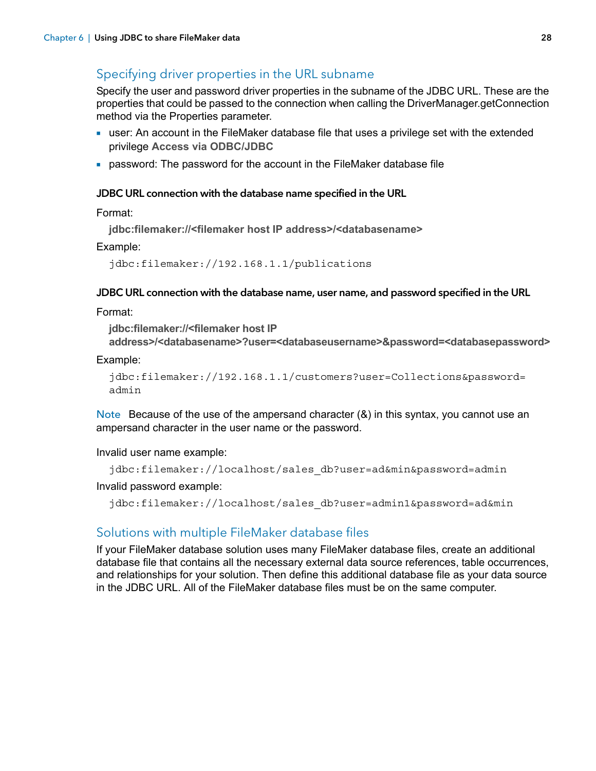## Specifying driver properties in the URL subname

Specify the user and password driver properties in the subname of the JDBC URL. These are the properties that could be passed to the connection when calling the DriverManager.getConnection method via the Properties parameter.

- user: An account in the FileMaker database file that uses a privilege set with the extended privilege **Access via ODBC/JDBC**
- password: The password for the account in the FileMaker database file

### JDBC URL connection with the database name specified in the URL

Format:

**jdbc:filemaker://<filemaker host IP address>/<databasename>**

Example:

```
jdbc:filemaker://192.168.1.1/publications
```

### JDBC URL connection with the database name, user name, and password specified in the URL

Format:

**jdbc:filemaker://<filemaker host IP address>/<databasename>?user=<databaseusername>&password=<databasepassword>**

Example:

```
jdbc:filemaker://192.168.1.1/customers?user=Collections&password=
admin
```

**Note** Because of the use of the ampersand character (&) in this syntax, you cannot use an ampersand character in the user name or the password.

Invalid user name example:

```
jdbc:filemaker://localhost/sales_db?user=ad&min&password=admin
```

Invalid password example:

```
jdbc:filemaker://localhost/sales_db?user=admin1&password=ad&min
```

## Solutions with multiple FileMaker database files

If your FileMaker database solution uses many FileMaker database files, create an additional database file that contains all the necessary external data source references, table occurrences, and relationships for your solution. Then define this additional database file as your data source in the JDBC URL. All of the FileMaker database files must be on the same computer.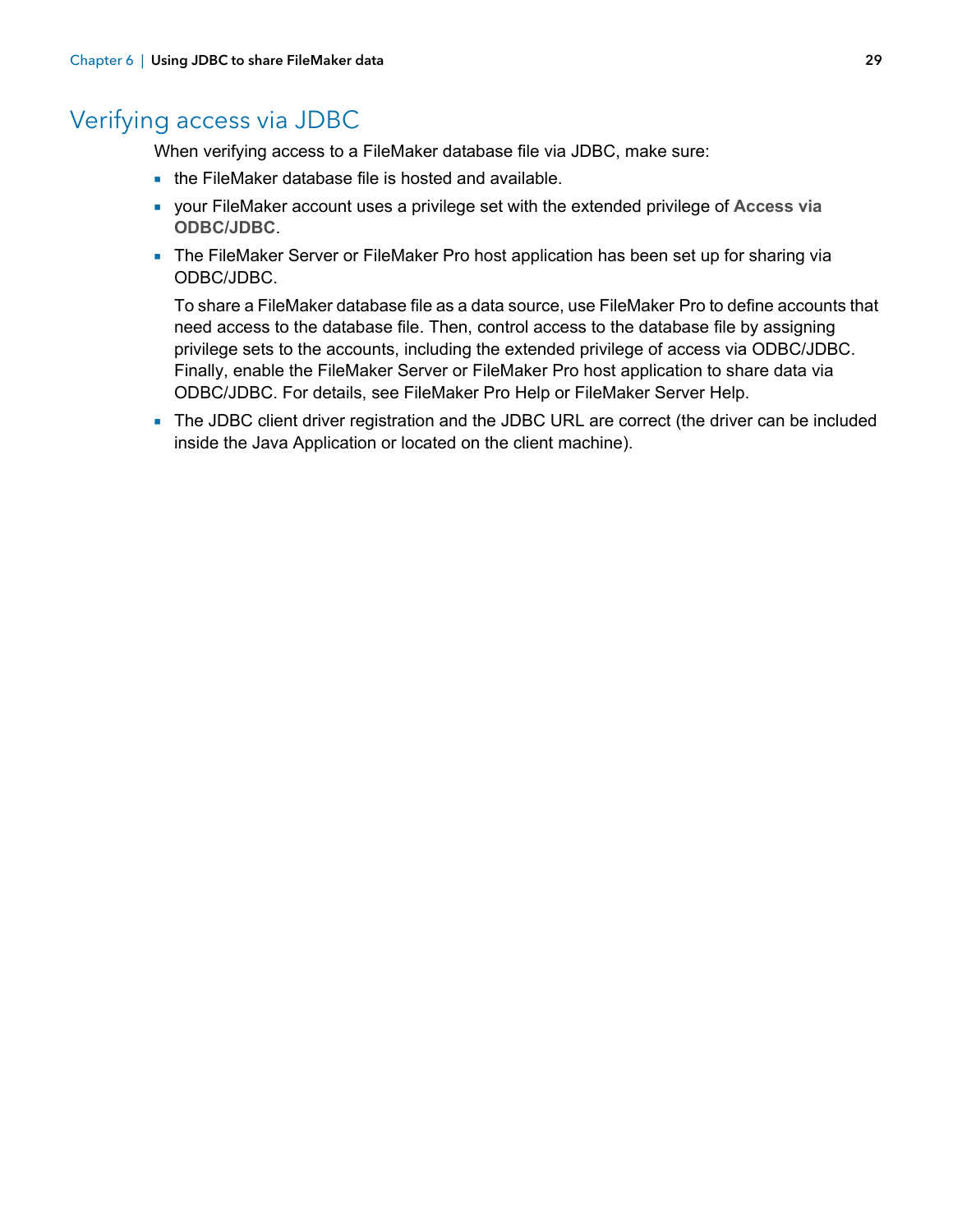# Verifying access via JDBC

When verifying access to a FileMaker database file via JDBC, make sure:

- the FileMaker database file is hosted and available.
- your FileMaker account uses a privilege set with the extended privilege of **Access via ODBC/JDBC**.
- The FileMaker Server or FileMaker Pro host application has been set up for sharing via ODBC/JDBC.

  To share a FileMaker database file as a data source, use FileMaker Pro to define accounts that need access to the database file. Then, control access to the database file by assigning privilege sets to the accounts, including the extended privilege of access via ODBC/JDBC. Finally, enable the FileMaker Server or FileMaker Pro host application to share data via ODBC/JDBC. For details, see FileMaker Pro Help or FileMaker Server Help.
- The JDBC client driver registration and the JDBC URL are correct (the driver can be included inside the Java Application or located on the client machine).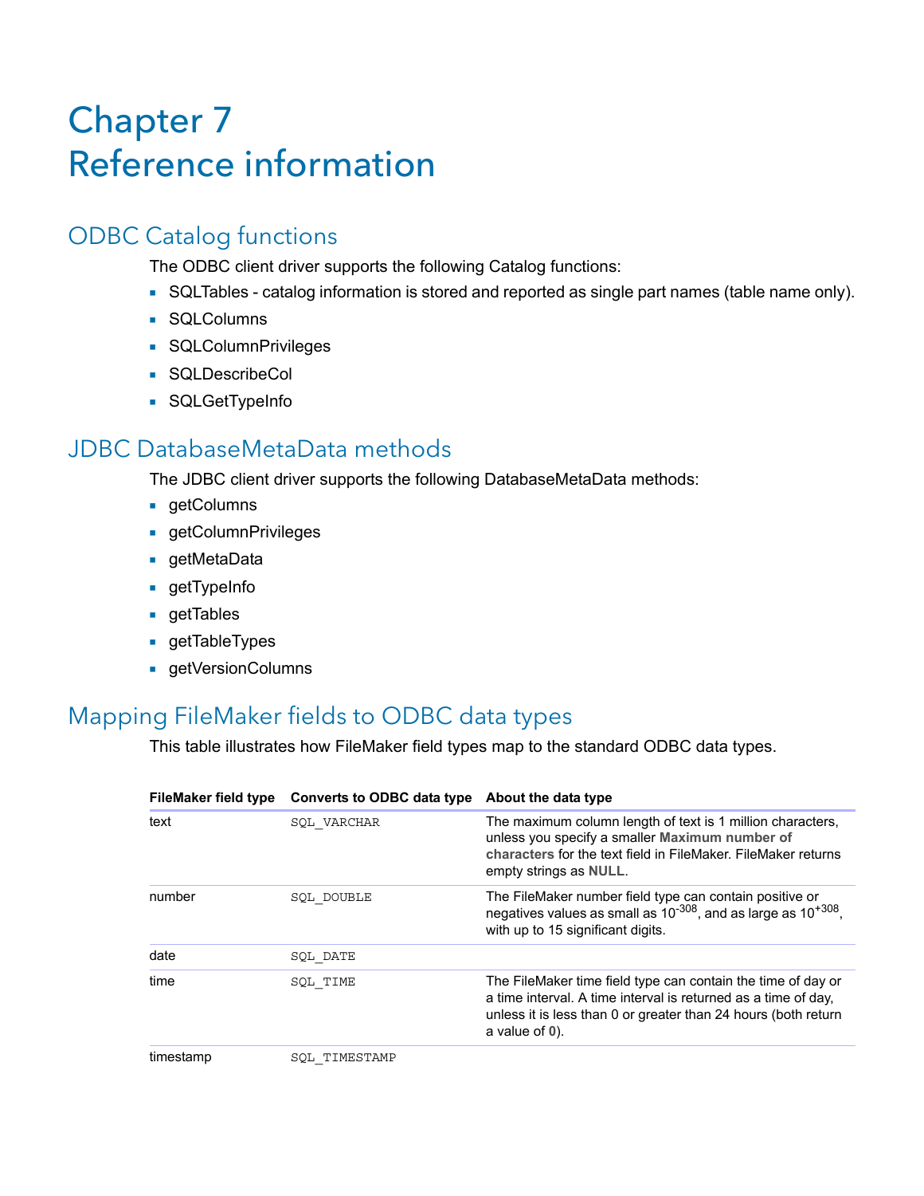# Chapter 7 Reference information

## ODBC Catalog functions

The ODBC client driver supports the following Catalog functions:

- SQLTables - catalog information is stored and reported as single part names (table name only).
- SQLColumns
- SQLColumnPrivileges
- SQLDescribeCol
- SQLGetTypeInfo

## JDBC DatabaseMetaData methods

The JDBC client driver supports the following DatabaseMetaData methods:

- getColumns
- getColumnPrivileges
- getMetaData
- getTypeInfo
- getTables
- getTableTypes
- getVersionColumns

## Mapping FileMaker fields to ODBC data types

This table illustrates how FileMaker field types map to the standard ODBC data types.

| FileMaker field type | Converts to ODBC data type | About the data type |
|---|---|---|
| text | `SQL_VARCHAR` | The maximum column length of text is 1 million characters, unless you specify a smaller **Maximum number of characters** for the text field in FileMaker. FileMaker returns empty strings as **NULL**. |
| number | `SQL_DOUBLE` | The FileMaker number field type can contain positive or negatives values as small as $10^{-308}$, and as large as $10^{+308}$, with up to 15 significant digits. |
| date | `SQL_DATE` | |
| time | `SQL_TIME` | The FileMaker time field type can contain the time of day or a time interval. A time interval is returned as a time of day, unless it is less than 0 or greater than 24 hours (both return a value of **0**). |
| timestamp | `SQL_TIMESTAMP` | |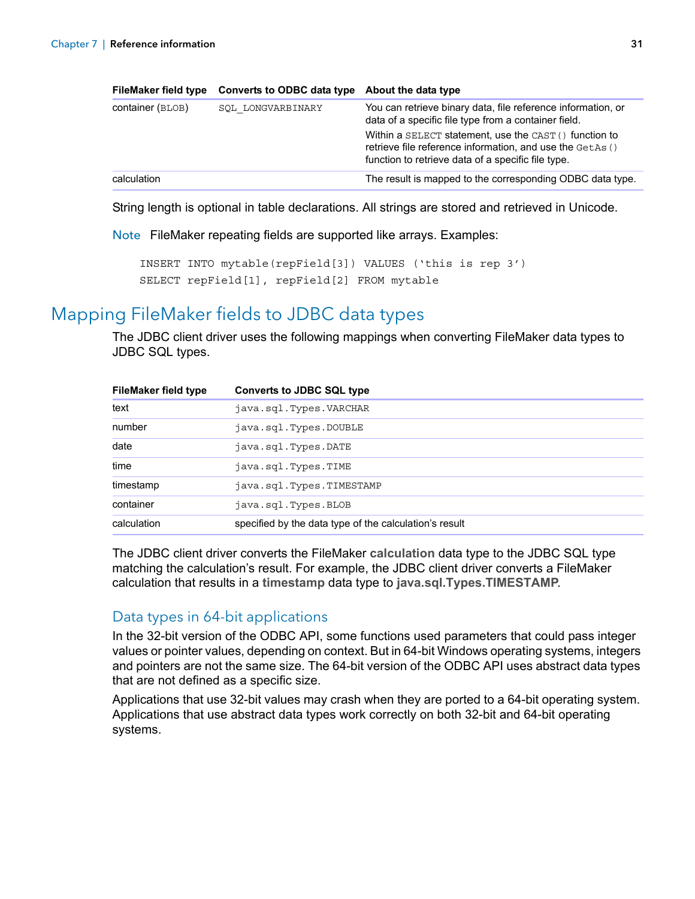| FileMaker field type | Converts to ODBC data type | About the data type |
| --- | --- | --- |
| container (BLOB) | SQL_LONGVARBINARY | You can retrieve binary data, file reference information, or data of a specific file type from a container field. Within a SELECT statement, use the CAST() function to retrieve file reference information, and use the GetAs() function to retrieve data of a specific file type. |
| calculation | | The result is mapped to the corresponding ODBC data type. |

String length is optional in table declarations. All strings are stored and retrieved in Unicode.

**Note** FileMaker repeating fields are supported like arrays. Examples:

```
INSERT INTO mytable(repField[3]) VALUES (‘this is rep 3’)
SELECT repField[1], repField[2] FROM mytable
```

## Mapping FileMaker fields to JDBC data types

The JDBC client driver uses the following mappings when converting FileMaker data types to JDBC SQL types.

| FileMaker field type | Converts to JDBC SQL type |
| --- | --- |
| text | java.sql.Types.VARCHAR |
| number | java.sql.Types.DOUBLE |
| date | java.sql.Types.DATE |
| time | java.sql.Types.TIME |
| timestamp | java.sql.Types.TIMESTAMP |
| container | java.sql.Types.BLOB |
| calculation | specified by the data type of the calculation’s result |

The JDBC client driver converts the FileMaker **calculation** data type to the JDBC SQL type matching the calculation’s result. For example, the JDBC client driver converts a FileMaker calculation that results in a **timestamp** data type to **java.sql.Types.TIMESTAMP**.

### Data types in 64-bit applications

In the 32-bit version of the ODBC API, some functions used parameters that could pass integer values or pointer values, depending on context. But in 64-bit Windows operating systems, integers and pointers are not the same size. The 64-bit version of the ODBC API uses abstract data types that are not defined as a specific size.

Applications that use 32-bit values may crash when they are ported to a 64-bit operating system. Applications that use abstract data types work correctly on both 32-bit and 64-bit operating systems.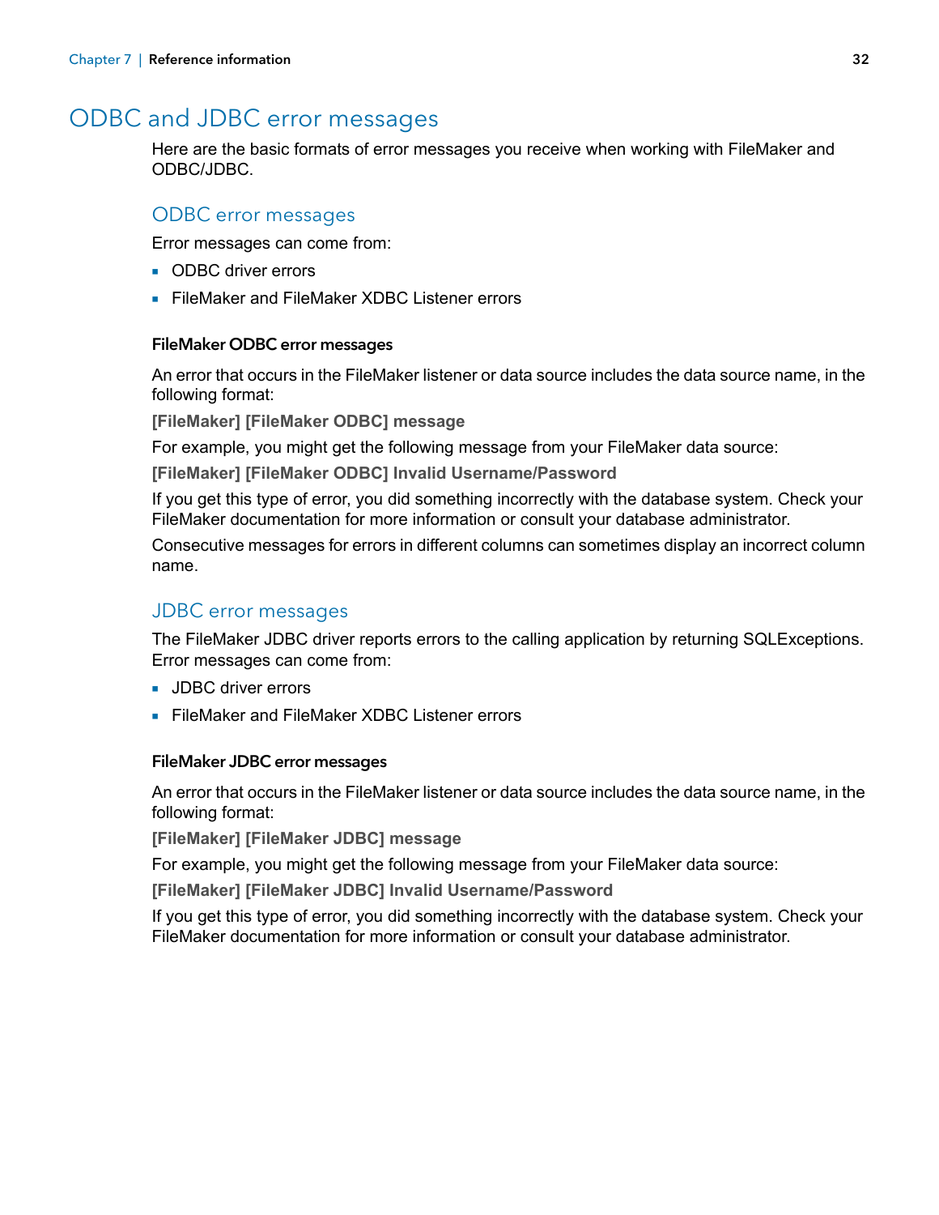# ODBC and JDBC error messages

Here are the basic formats of error messages you receive when working with FileMaker and ODBC/JDBC.

## ODBC error messages

Error messages can come from:

- ODBC driver errors
- FileMaker and FileMaker XDBC Listener errors

### FileMaker ODBC error messages

An error that occurs in the FileMaker listener or data source includes the data source name, in the following format:

**[FileMaker] [FileMaker ODBC] message**

For example, you might get the following message from your FileMaker data source:

**[FileMaker] [FileMaker ODBC] Invalid Username/Password**

If you get this type of error, you did something incorrectly with the database system. Check your FileMaker documentation for more information or consult your database administrator.

Consecutive messages for errors in different columns can sometimes display an incorrect column name.

## JDBC error messages

The FileMaker JDBC driver reports errors to the calling application by returning SQLExceptions. Error messages can come from:

- JDBC driver errors
- FileMaker and FileMaker XDBC Listener errors

### FileMaker JDBC error messages

An error that occurs in the FileMaker listener or data source includes the data source name, in the following format:

**[FileMaker] [FileMaker JDBC] message**

For example, you might get the following message from your FileMaker data source:

**[FileMaker] [FileMaker JDBC] Invalid Username/Password**

If you get this type of error, you did something incorrectly with the database system. Check your FileMaker documentation for more information or consult your database administrator.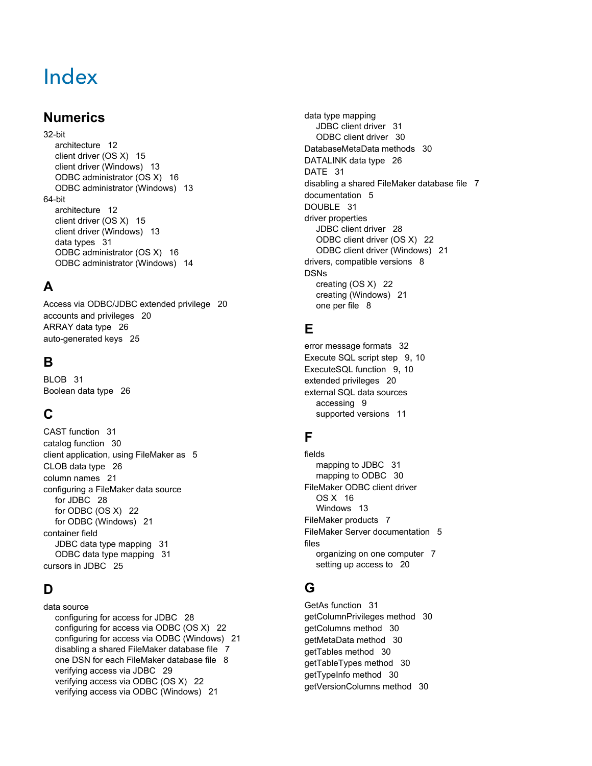# Index

## Numerics

32-bit
- architecture 12
- client driver (OS X) 15
- client driver (Windows) 13
- ODBC administrator (OS X) 16
- ODBC administrator (Windows) 13

64-bit
- architecture 12
- client driver (OS X) 15
- client driver (Windows) 13
- data types 31
- ODBC administrator (OS X) 16
- ODBC administrator (Windows) 14

## A

Access via ODBC/JDBC extended privilege 20
accounts and privileges 20
ARRAY data type 26
auto-generated keys 25

## B

BLOB 31
Boolean data type 26

## C

CAST function 31
catalog function 30
client application, using FileMaker as 5
CLOB data type 26
column names 21
configuring a FileMaker data source
- for JDBC 28
- for ODBC (OS X) 22
- for ODBC (Windows) 21

container field
- JDBC data type mapping 31
- ODBC data type mapping 31

cursors in JDBC 25

## D

data source
- configuring for access for JDBC 28
- configuring for access via ODBC (OS X) 22
- configuring for access via ODBC (Windows) 21
- disabling a shared FileMaker database file 7
- one DSN for each FileMaker database file 8
- verifying access via JDBC 29
- verifying access via ODBC (OS X) 22
- verifying access via ODBC (Windows) 21

data type mapping
- JDBC client driver 31
- ODBC client driver 30

DatabaseMetaData methods 30
DATALINK data type 26
DATE 31
disabling a shared FileMaker database file 7
documentation 5
DOUBLE 31
driver properties
- JDBC client driver 28
- ODBC client driver (OS X) 22
- ODBC client driver (Windows) 21

drivers, compatible versions 8
DSNs
- creating (OS X) 22
- creating (Windows) 21
- one per file 8

## E

error message formats 32
Execute SQL script step 9, 10
ExecuteSQL function 9, 10
extended privileges 20
external SQL data sources
- accessing 9
- supported versions 11

## F

fields
- mapping to JDBC 31
- mapping to ODBC 30

FileMaker ODBC client driver
- OS X 16
- Windows 13

FileMaker products 7
FileMaker Server documentation 5
files
- organizing on one computer 7
- setting up access to 20

## G

GetAs function 31
getColumnPrivileges method 30
getColumns method 30
getMetaData method 30
getTables method 30
getTableTypes method 30
getTypeInfo method 30
getVersionColumns method 30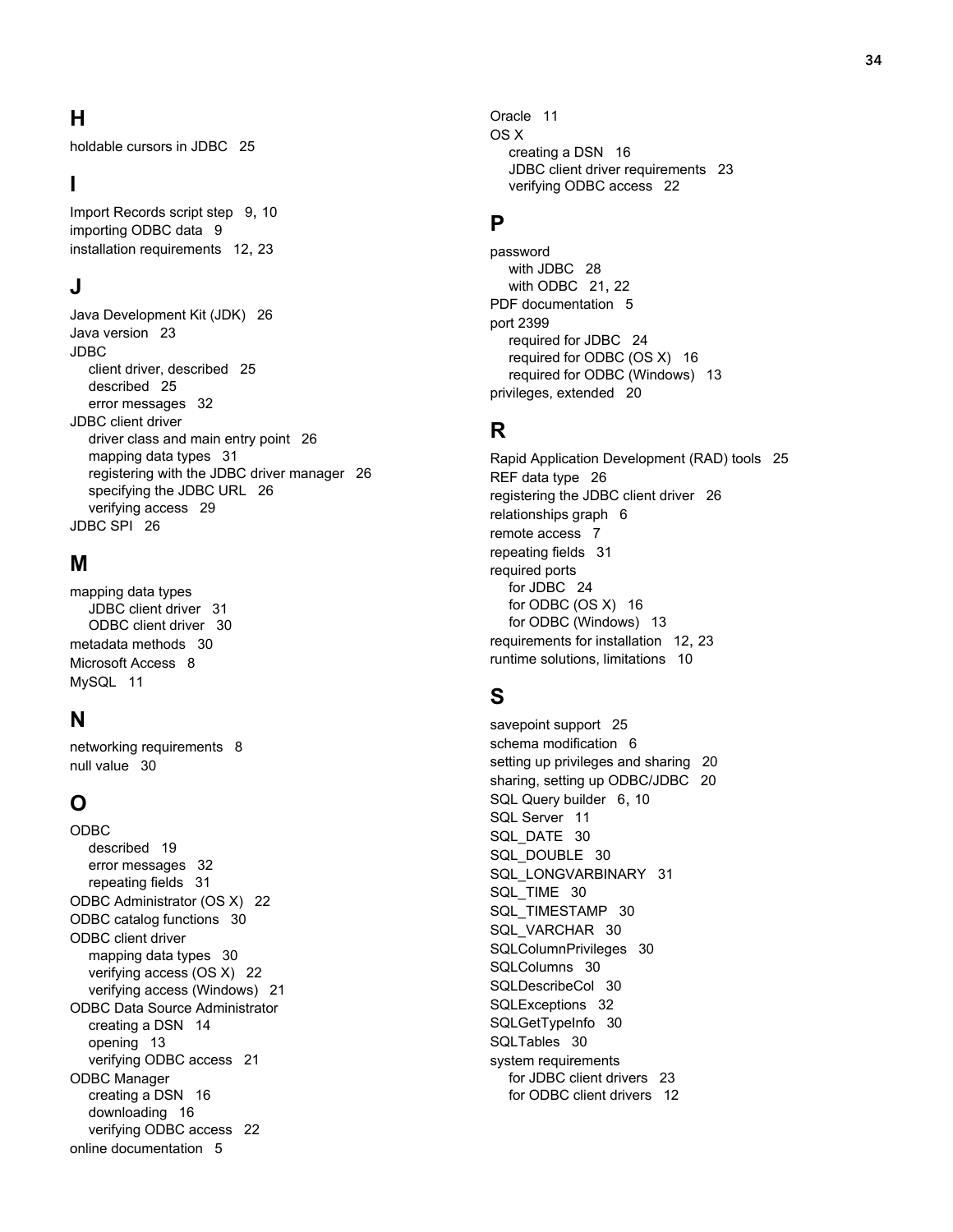## H

holdable cursors in JDBC 25

## I

Import Records script step 9, 10
importing ODBC data 9
installation requirements 12, 23

## J

Java Development Kit (JDK) 26
Java version 23
JDBC
- client driver, described 25
- described 25
- error messages 32

JDBC client driver
- driver class and main entry point 26
- mapping data types 31
- registering with the JDBC driver manager 26
- specifying the JDBC URL 26
- verifying access 29

JDBC SPI 26

## M

mapping data types
- JDBC client driver 31
- ODBC client driver 30

metadata methods 30
Microsoft Access 8
MySQL 11

## N

networking requirements 8
null value 30

## O

ODBC
- described 19
- error messages 32
- repeating fields 31

ODBC Administrator (OS X) 22
ODBC catalog functions 30
ODBC client driver
- mapping data types 30
- verifying access (OS X) 22
- verifying access (Windows) 21

ODBC Data Source Administrator
- creating a DSN 14
- opening 13
- verifying ODBC access 21

ODBC Manager
- creating a DSN 16
- downloading 16
- verifying ODBC access 22

online documentation 5
Oracle 11
OS X
- creating a DSN 16
- JDBC client driver requirements 23
- verifying ODBC access 22

## P

password
- with JDBC 28
- with ODBC 21, 22

PDF documentation 5
port 2399
- required for JDBC 24
- required for ODBC (OS X) 16
- required for ODBC (Windows) 13

privileges, extended 20

## R

Rapid Application Development (RAD) tools 25
REF data type 26
registering the JDBC client driver 26
relationships graph 6
remote access 7
repeating fields 31
required ports
- for JDBC 24
- for ODBC (OS X) 16
- for ODBC (Windows) 13

requirements for installation 12, 23
runtime solutions, limitations 10

## S

savepoint support 25
schema modification 6
setting up privileges and sharing 20
sharing, setting up ODBC/JDBC 20
SQL Query builder 6, 10
SQL Server 11
SQL_DATE 30
SQL_DOUBLE 30
SQL_LONGVARBINARY 31
SQL_TIME 30
SQL_TIMESTAMP 30
SQL_VARCHAR 30
SQLColumnPrivileges 30
SQLColumns 30
SQLDescribeCol 30
SQLExceptions 32
SQLGetTypeInfo 30
SQLTables 30
system requirements
- for JDBC client drivers 23
- for ODBC client drivers 12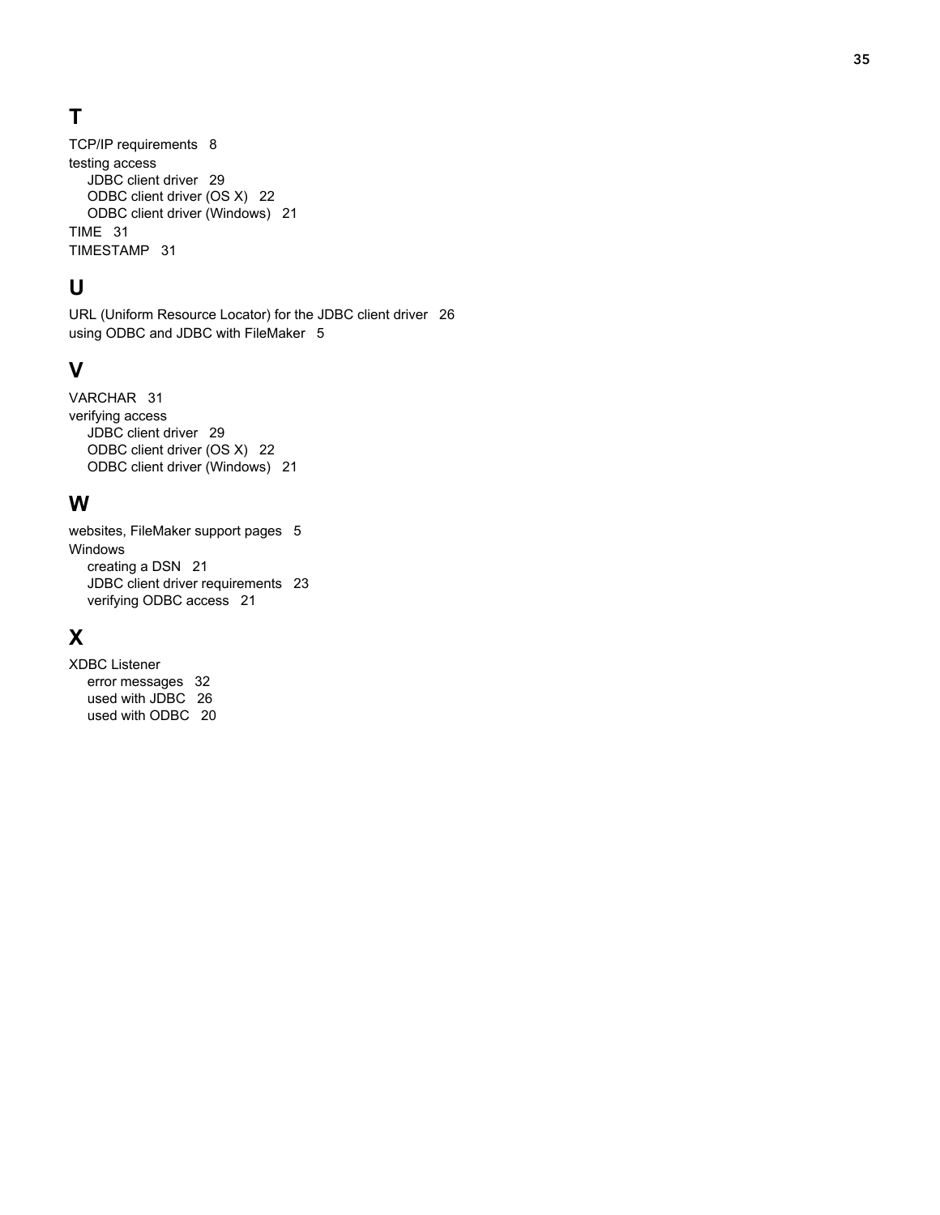## T

TCP/IP requirements 8
testing access
  JDBC client driver 29
  ODBC client driver (OS X) 22
  ODBC client driver (Windows) 21
TIME 31
TIMESTAMP 31

## U

URL (Uniform Resource Locator) for the JDBC client driver 26
using ODBC and JDBC with FileMaker 5

## V

VARCHAR 31
verifying access
  JDBC client driver 29
  ODBC client driver (OS X) 22
  ODBC client driver (Windows) 21

## W

websites, FileMaker support pages 5
Windows
  creating a DSN 21
  JDBC client driver requirements 23
  verifying ODBC access 21

## X

XDBC Listener
  error messages 32
  used with JDBC 26
  used with ODBC 20